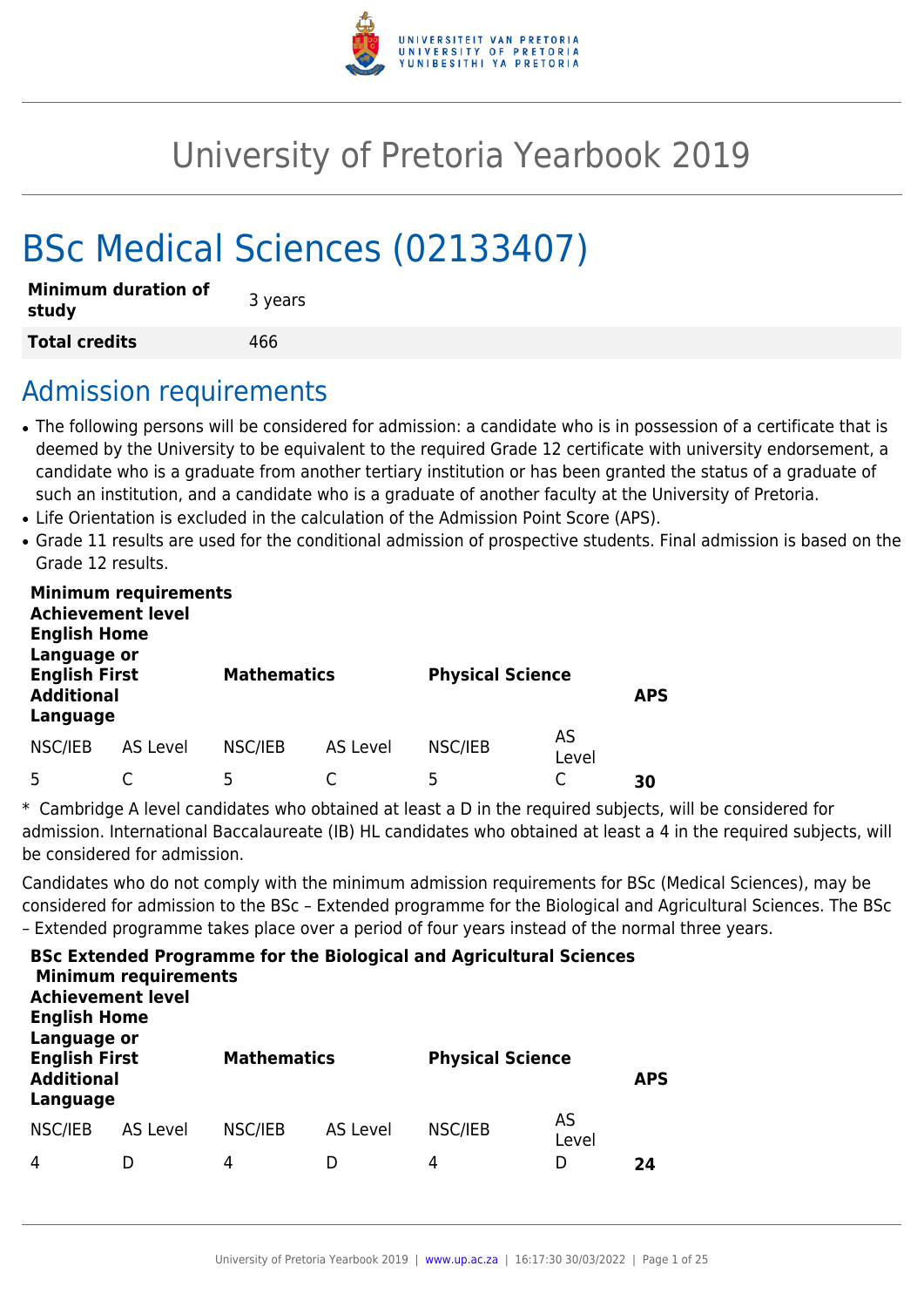# University of Pretoria Yearbook 2019

# BSc Medical Sciences (02133407)

| | |
|---|---|
| **Minimum duration of study** | 3 years |
| **Total credits** | 466 |

## Admission requirements

- The following persons will be considered for admission: a candidate who is in possession of a certificate that is deemed by the University to be equivalent to the required Grade 12 certificate with university endorsement, a candidate who is a graduate from another tertiary institution or has been granted the status of a graduate of such an institution, and a candidate who is a graduate of another faculty at the University of Pretoria.
- Life Orientation is excluded in the calculation of the Admission Point Score (APS).
- Grade 11 results are used for the conditional admission of prospective students. Final admission is based on the Grade 12 results.

| **Minimum requirements Achievement level English Home Language or English First Additional Language** | | **Mathematics** | | **Physical Science** | | **APS** |
|---|---|---|---|---|---|---|
| NSC/IEB | AS Level | NSC/IEB | AS Level | NSC/IEB | AS Level | |
| 5 | C | 5 | C | 5 | C | **30** |

* Cambridge A level candidates who obtained at least a D in the required subjects, will be considered for admission. International Baccalaureate (IB) HL candidates who obtained at least a 4 in the required subjects, will be considered for admission.

Candidates who do not comply with the minimum admission requirements for BSc (Medical Sciences), may be considered for admission to the BSc – Extended programme for the Biological and Agricultural Sciences. The BSc – Extended programme takes place over a period of four years instead of the normal three years.

| **BSc Extended Programme for the Biological and Agricultural Sciences Minimum requirements Achievement level English Home Language or English First Additional Language** | | **Mathematics** | | **Physical Science** | | **APS** |
|---|---|---|---|---|---|---|
| NSC/IEB | AS Level | NSC/IEB | AS Level | NSC/IEB | AS Level | |
| 4 | D | 4 | D | 4 | D | **24** |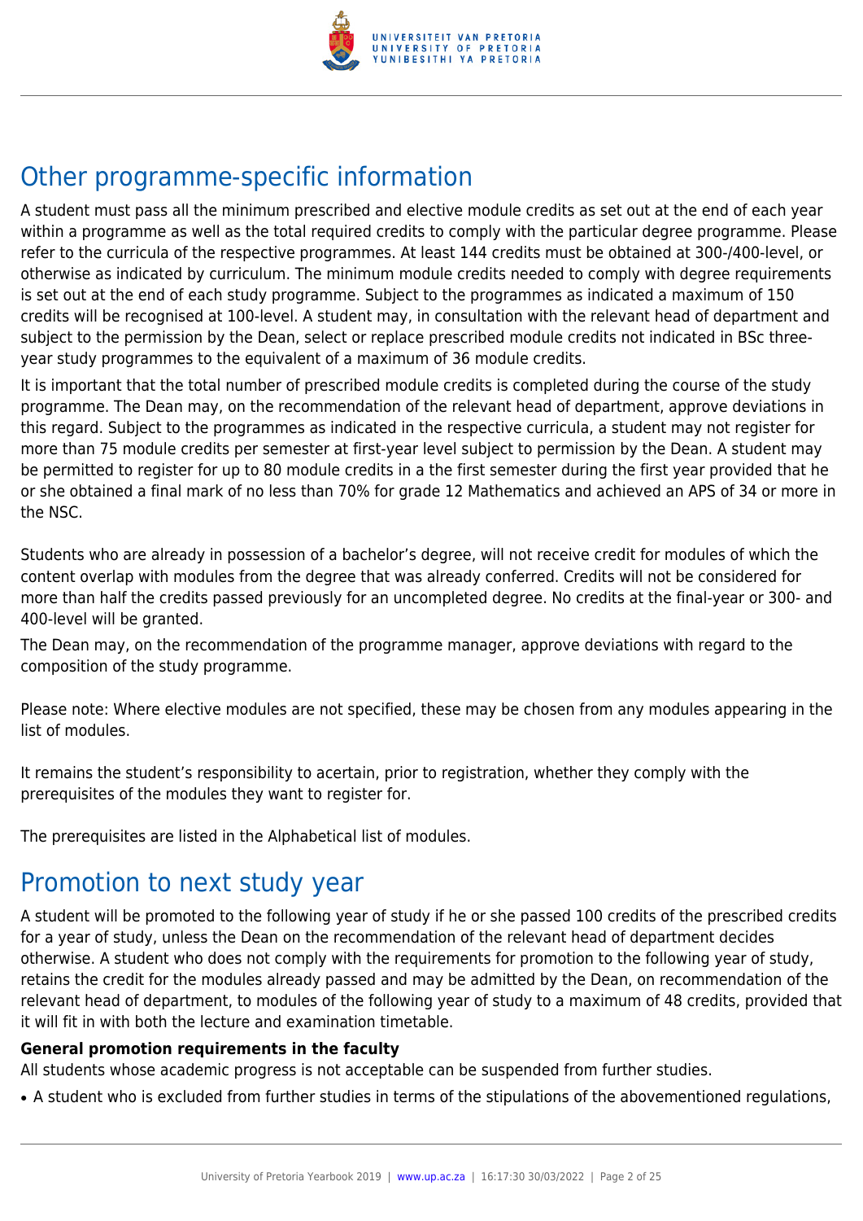# Other programme-specific information

A student must pass all the minimum prescribed and elective module credits as set out at the end of each year within a programme as well as the total required credits to comply with the particular degree programme. Please refer to the curricula of the respective programmes. At least 144 credits must be obtained at 300-/400-level, or otherwise as indicated by curriculum. The minimum module credits needed to comply with degree requirements is set out at the end of each study programme. Subject to the programmes as indicated a maximum of 150 credits will be recognised at 100-level. A student may, in consultation with the relevant head of department and subject to the permission by the Dean, select or replace prescribed module credits not indicated in BSc three-year study programmes to the equivalent of a maximum of 36 module credits.

It is important that the total number of prescribed module credits is completed during the course of the study programme. The Dean may, on the recommendation of the relevant head of department, approve deviations in this regard. Subject to the programmes as indicated in the respective curricula, a student may not register for more than 75 module credits per semester at first-year level subject to permission by the Dean. A student may be permitted to register for up to 80 module credits in a the first semester during the first year provided that he or she obtained a final mark of no less than 70% for grade 12 Mathematics and achieved an APS of 34 or more in the NSC.

Students who are already in possession of a bachelor's degree, will not receive credit for modules of which the content overlap with modules from the degree that was already conferred. Credits will not be considered for more than half the credits passed previously for an uncompleted degree. No credits at the final-year or 300- and 400-level will be granted.

The Dean may, on the recommendation of the programme manager, approve deviations with regard to the composition of the study programme.

Please note: Where elective modules are not specified, these may be chosen from any modules appearing in the list of modules.

It remains the student's responsibility to acertain, prior to registration, whether they comply with the prerequisites of the modules they want to register for.

The prerequisites are listed in the Alphabetical list of modules.

# Promotion to next study year

A student will be promoted to the following year of study if he or she passed 100 credits of the prescribed credits for a year of study, unless the Dean on the recommendation of the relevant head of department decides otherwise. A student who does not comply with the requirements for promotion to the following year of study, retains the credit for the modules already passed and may be admitted by the Dean, on recommendation of the relevant head of department, to modules of the following year of study to a maximum of 48 credits, provided that it will fit in with both the lecture and examination timetable.

**General promotion requirements in the faculty**

All students whose academic progress is not acceptable can be suspended from further studies.

- A student who is excluded from further studies in terms of the stipulations of the abovementioned regulations,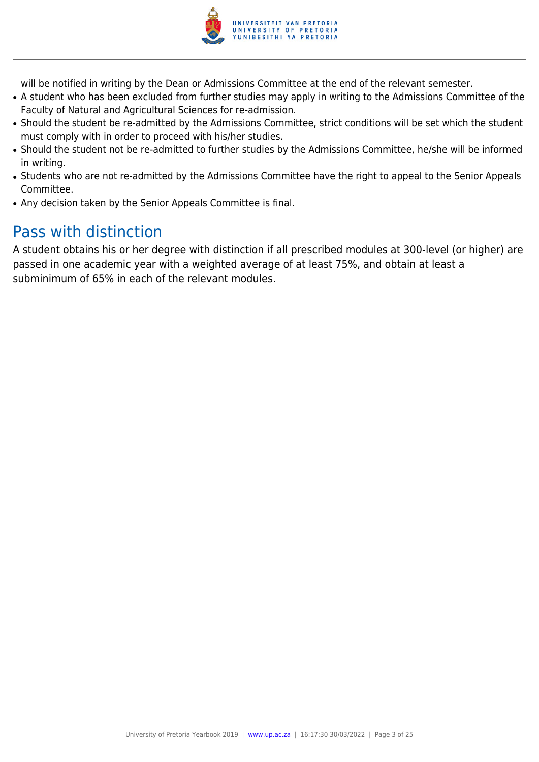will be notified in writing by the Dean or Admissions Committee at the end of the relevant semester.

- A student who has been excluded from further studies may apply in writing to the Admissions Committee of the Faculty of Natural and Agricultural Sciences for re-admission.
- Should the student be re-admitted by the Admissions Committee, strict conditions will be set which the student must comply with in order to proceed with his/her studies.
- Should the student not be re-admitted to further studies by the Admissions Committee, he/she will be informed in writing.
- Students who are not re-admitted by the Admissions Committee have the right to appeal to the Senior Appeals Committee.
- Any decision taken by the Senior Appeals Committee is final.

## Pass with distinction

A student obtains his or her degree with distinction if all prescribed modules at 300-level (or higher) are passed in one academic year with a weighted average of at least 75%, and obtain at least a subminimum of 65% in each of the relevant modules.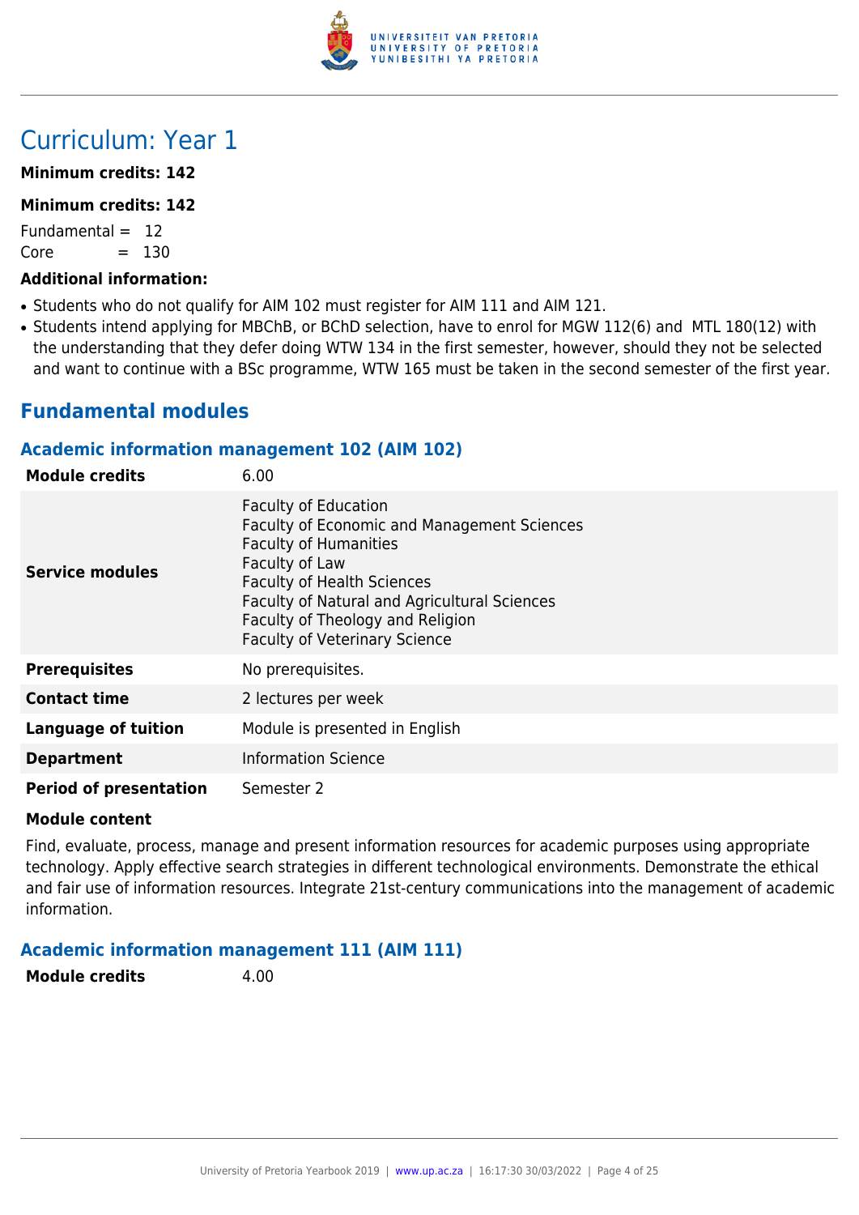# Curriculum: Year 1

**Minimum credits: 142**

**Minimum credits: 142**

Fundamental = 12
Core = 130

**Additional information:**

- Students who do not qualify for AIM 102 must register for AIM 111 and AIM 121.
- Students intend applying for MBChB, or BChD selection, have to enrol for MGW 112(6) and MTL 180(12) with the understanding that they defer doing WTW 134 in the first semester, however, should they not be selected and want to continue with a BSc programme, WTW 165 must be taken in the second semester of the first year.

## Fundamental modules

### Academic information management 102 (AIM 102)

| | |
|---|---|
| **Module credits** | 6.00 |
| **Service modules** | Faculty of Education<br>Faculty of Economic and Management Sciences<br>Faculty of Humanities<br>Faculty of Law<br>Faculty of Health Sciences<br>Faculty of Natural and Agricultural Sciences<br>Faculty of Theology and Religion<br>Faculty of Veterinary Science |
| **Prerequisites** | No prerequisites. |
| **Contact time** | 2 lectures per week |
| **Language of tuition** | Module is presented in English |
| **Department** | Information Science |
| **Period of presentation** | Semester 2 |

**Module content**

Find, evaluate, process, manage and present information resources for academic purposes using appropriate technology. Apply effective search strategies in different technological environments. Demonstrate the ethical and fair use of information resources. Integrate 21st-century communications into the management of academic information.

### Academic information management 111 (AIM 111)

| | |
|---|---|
| **Module credits** | 4.00 |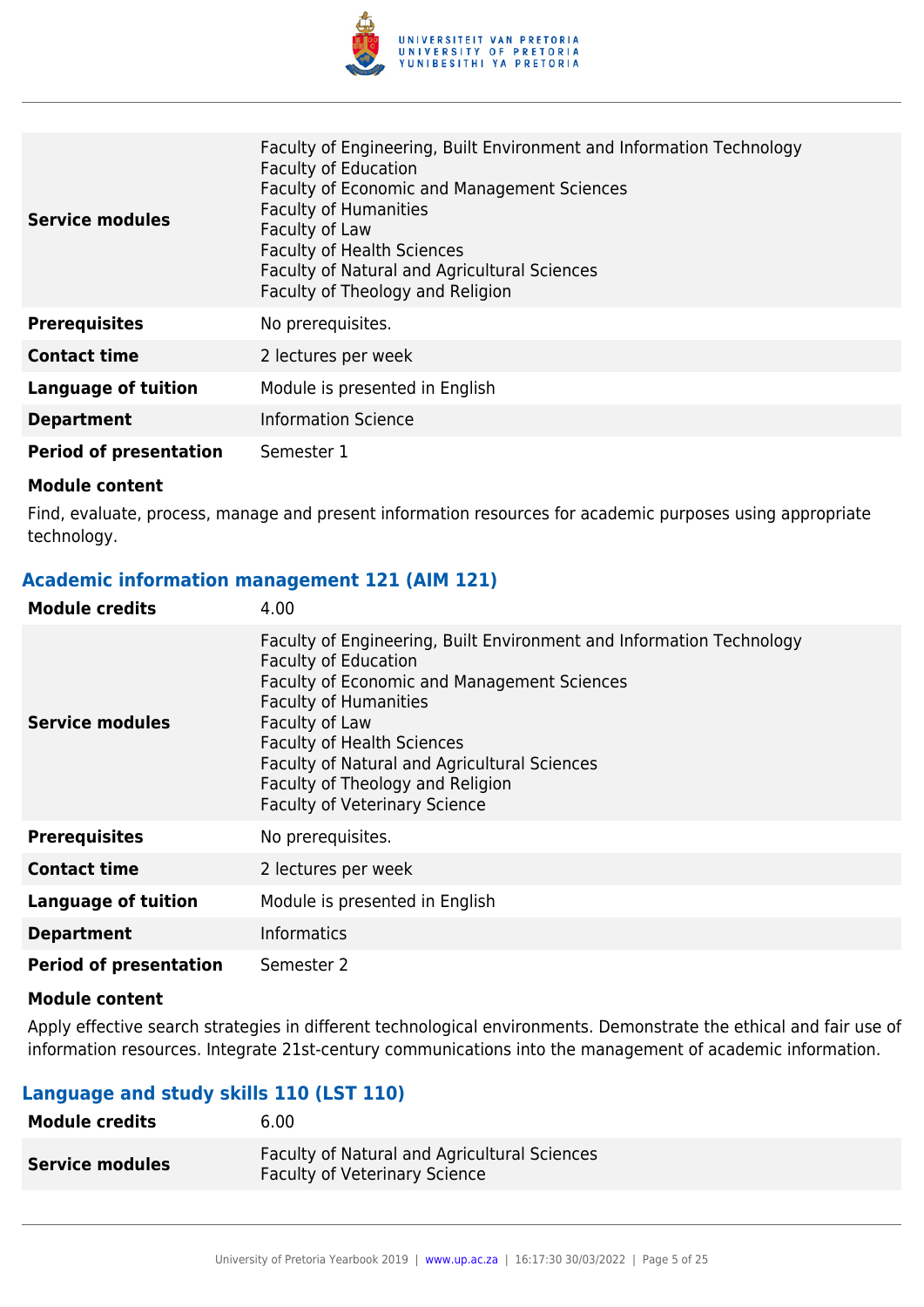| | |
|---|---|
| **Service modules** | Faculty of Engineering, Built Environment and Information Technology<br>Faculty of Education<br>Faculty of Economic and Management Sciences<br>Faculty of Humanities<br>Faculty of Law<br>Faculty of Health Sciences<br>Faculty of Natural and Agricultural Sciences<br>Faculty of Theology and Religion |
| **Prerequisites** | No prerequisites. |
| **Contact time** | 2 lectures per week |
| **Language of tuition** | Module is presented in English |
| **Department** | Information Science |
| **Period of presentation** | Semester 1 |

**Module content**

Find, evaluate, process, manage and present information resources for academic purposes using appropriate technology.

### Academic information management 121 (AIM 121)

| | |
|---|---|
| **Module credits** | 4.00 |
| **Service modules** | Faculty of Engineering, Built Environment and Information Technology<br>Faculty of Education<br>Faculty of Economic and Management Sciences<br>Faculty of Humanities<br>Faculty of Law<br>Faculty of Health Sciences<br>Faculty of Natural and Agricultural Sciences<br>Faculty of Theology and Religion<br>Faculty of Veterinary Science |
| **Prerequisites** | No prerequisites. |
| **Contact time** | 2 lectures per week |
| **Language of tuition** | Module is presented in English |
| **Department** | Informatics |
| **Period of presentation** | Semester 2 |

**Module content**

Apply effective search strategies in different technological environments. Demonstrate the ethical and fair use of information resources. Integrate 21st-century communications into the management of academic information.

### Language and study skills 110 (LST 110)

| | |
|---|---|
| **Module credits** | 6.00 |
| **Service modules** | Faculty of Natural and Agricultural Sciences<br>Faculty of Veterinary Science |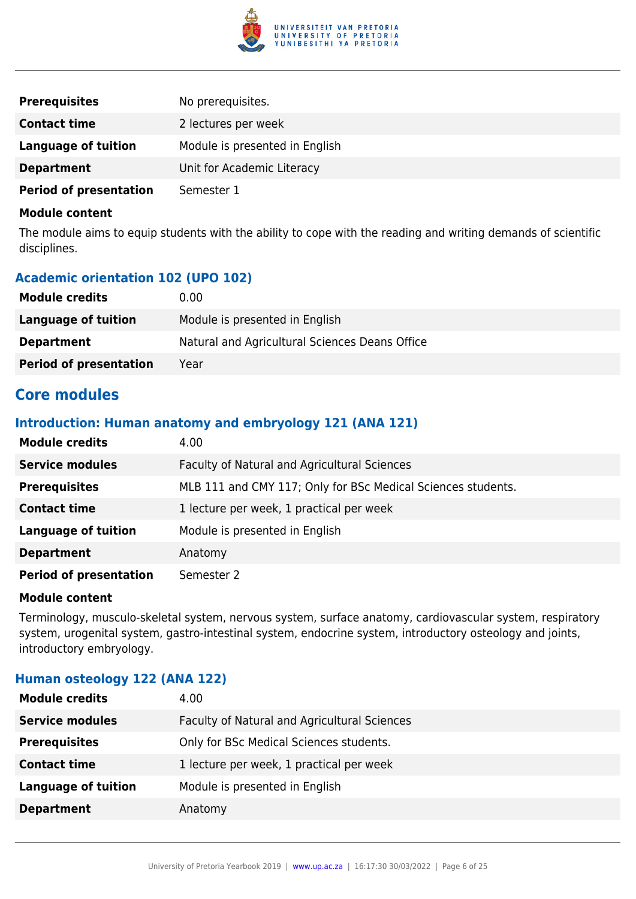| | |
|---|---|
| **Prerequisites** | No prerequisites. |
| **Contact time** | 2 lectures per week |
| **Language of tuition** | Module is presented in English |
| **Department** | Unit for Academic Literacy |
| **Period of presentation** | Semester 1 |

**Module content**

The module aims to equip students with the ability to cope with the reading and writing demands of scientific disciplines.

### Academic orientation 102 (UPO 102)

| | |
|---|---|
| **Module credits** | 0.00 |
| **Language of tuition** | Module is presented in English |
| **Department** | Natural and Agricultural Sciences Deans Office |
| **Period of presentation** | Year |

## Core modules

### Introduction: Human anatomy and embryology 121 (ANA 121)

| | |
|---|---|
| **Module credits** | 4.00 |
| **Service modules** | Faculty of Natural and Agricultural Sciences |
| **Prerequisites** | MLB 111 and CMY 117; Only for BSc Medical Sciences students. |
| **Contact time** | 1 lecture per week, 1 practical per week |
| **Language of tuition** | Module is presented in English |
| **Department** | Anatomy |
| **Period of presentation** | Semester 2 |

**Module content**

Terminology, musculo-skeletal system, nervous system, surface anatomy, cardiovascular system, respiratory system, urogenital system, gastro-intestinal system, endocrine system, introductory osteology and joints, introductory embryology.

### Human osteology 122 (ANA 122)

| | |
|---|---|
| **Module credits** | 4.00 |
| **Service modules** | Faculty of Natural and Agricultural Sciences |
| **Prerequisites** | Only for BSc Medical Sciences students. |
| **Contact time** | 1 lecture per week, 1 practical per week |
| **Language of tuition** | Module is presented in English |
| **Department** | Anatomy |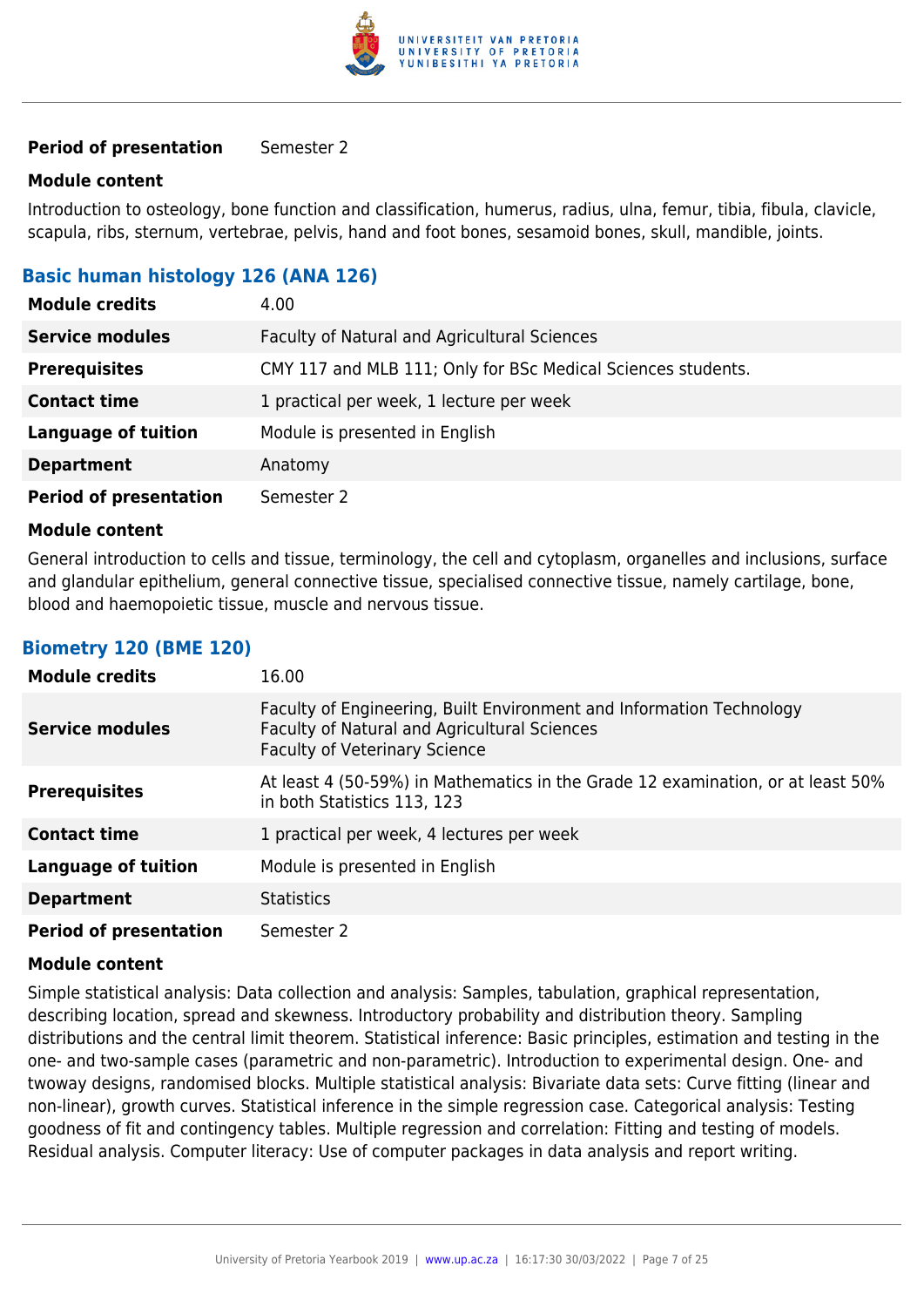| | |
|---|---|
| **Period of presentation** | Semester 2 |

**Module content**

Introduction to osteology, bone function and classification, humerus, radius, ulna, femur, tibia, fibula, clavicle, scapula, ribs, sternum, vertebrae, pelvis, hand and foot bones, sesamoid bones, skull, mandible, joints.

### Basic human histology 126 (ANA 126)

| | |
|---|---|
| **Module credits** | 4.00 |
| **Service modules** | Faculty of Natural and Agricultural Sciences |
| **Prerequisites** | CMY 117 and MLB 111; Only for BSc Medical Sciences students. |
| **Contact time** | 1 practical per week, 1 lecture per week |
| **Language of tuition** | Module is presented in English |
| **Department** | Anatomy |
| **Period of presentation** | Semester 2 |

**Module content**

General introduction to cells and tissue, terminology, the cell and cytoplasm, organelles and inclusions, surface and glandular epithelium, general connective tissue, specialised connective tissue, namely cartilage, bone, blood and haemopoietic tissue, muscle and nervous tissue.

### Biometry 120 (BME 120)

| | |
|---|---|
| **Module credits** | 16.00 |
| **Service modules** | Faculty of Engineering, Built Environment and Information Technology<br>Faculty of Natural and Agricultural Sciences<br>Faculty of Veterinary Science |
| **Prerequisites** | At least 4 (50-59%) in Mathematics in the Grade 12 examination, or at least 50% in both Statistics 113, 123 |
| **Contact time** | 1 practical per week, 4 lectures per week |
| **Language of tuition** | Module is presented in English |
| **Department** | Statistics |
| **Period of presentation** | Semester 2 |

**Module content**

Simple statistical analysis: Data collection and analysis: Samples, tabulation, graphical representation, describing location, spread and skewness. Introductory probability and distribution theory. Sampling distributions and the central limit theorem. Statistical inference: Basic principles, estimation and testing in the one- and two-sample cases (parametric and non-parametric). Introduction to experimental design. One- and twoway designs, randomised blocks. Multiple statistical analysis: Bivariate data sets: Curve fitting (linear and non-linear), growth curves. Statistical inference in the simple regression case. Categorical analysis: Testing goodness of fit and contingency tables. Multiple regression and correlation: Fitting and testing of models. Residual analysis. Computer literacy: Use of computer packages in data analysis and report writing.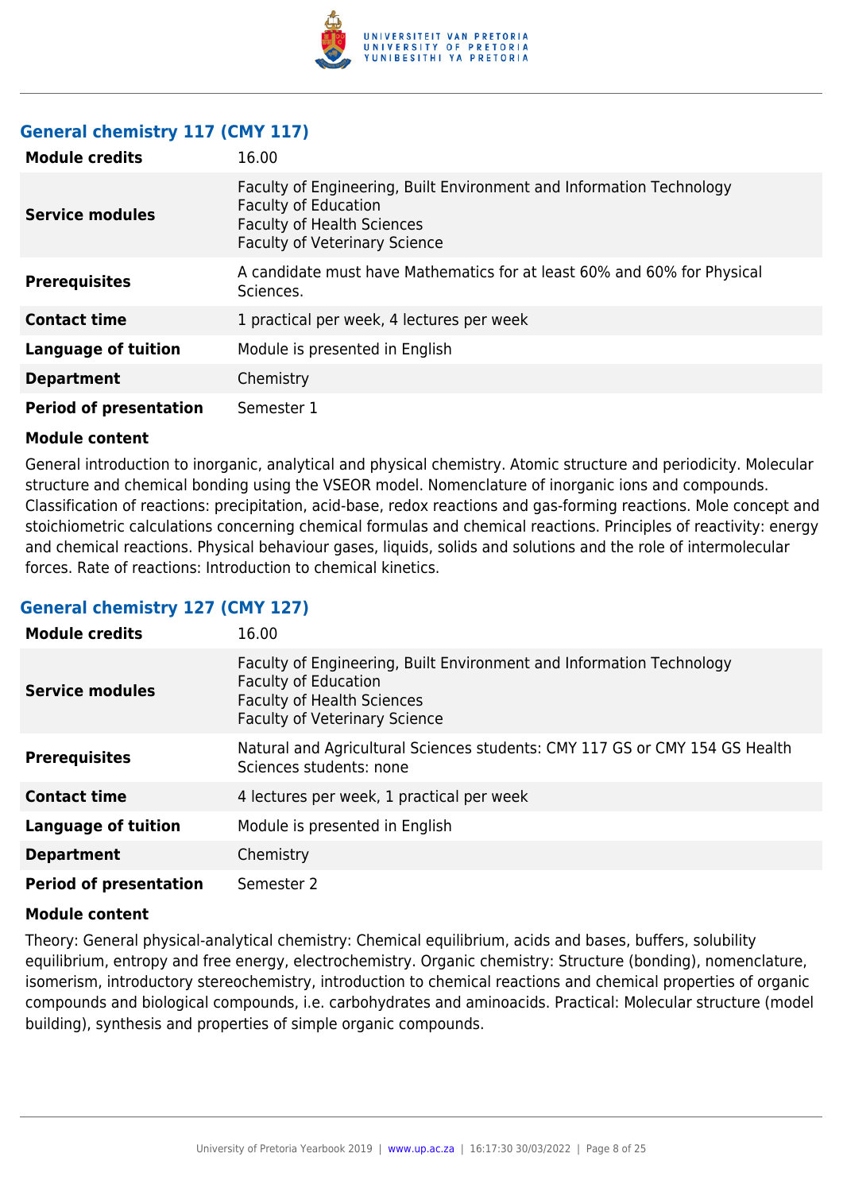## General chemistry 117 (CMY 117)

| | |
|---|---|
| **Module credits** | 16.00 |
| **Service modules** | Faculty of Engineering, Built Environment and Information Technology<br>Faculty of Education<br>Faculty of Health Sciences<br>Faculty of Veterinary Science |
| **Prerequisites** | A candidate must have Mathematics for at least 60% and 60% for Physical Sciences. |
| **Contact time** | 1 practical per week, 4 lectures per week |
| **Language of tuition** | Module is presented in English |
| **Department** | Chemistry |
| **Period of presentation** | Semester 1 |

**Module content**

General introduction to inorganic, analytical and physical chemistry. Atomic structure and periodicity. Molecular structure and chemical bonding using the VSEOR model. Nomenclature of inorganic ions and compounds. Classification of reactions: precipitation, acid-base, redox reactions and gas-forming reactions. Mole concept and stoichiometric calculations concerning chemical formulas and chemical reactions. Principles of reactivity: energy and chemical reactions. Physical behaviour gases, liquids, solids and solutions and the role of intermolecular forces. Rate of reactions: Introduction to chemical kinetics.

## General chemistry 127 (CMY 127)

| | |
|---|---|
| **Module credits** | 16.00 |
| **Service modules** | Faculty of Engineering, Built Environment and Information Technology<br>Faculty of Education<br>Faculty of Health Sciences<br>Faculty of Veterinary Science |
| **Prerequisites** | Natural and Agricultural Sciences students: CMY 117 GS or CMY 154 GS Health Sciences students: none |
| **Contact time** | 4 lectures per week, 1 practical per week |
| **Language of tuition** | Module is presented in English |
| **Department** | Chemistry |
| **Period of presentation** | Semester 2 |

**Module content**

Theory: General physical-analytical chemistry: Chemical equilibrium, acids and bases, buffers, solubility equilibrium, entropy and free energy, electrochemistry. Organic chemistry: Structure (bonding), nomenclature, isomerism, introductory stereochemistry, introduction to chemical reactions and chemical properties of organic compounds and biological compounds, i.e. carbohydrates and aminoacids. Practical: Molecular structure (model building), synthesis and properties of simple organic compounds.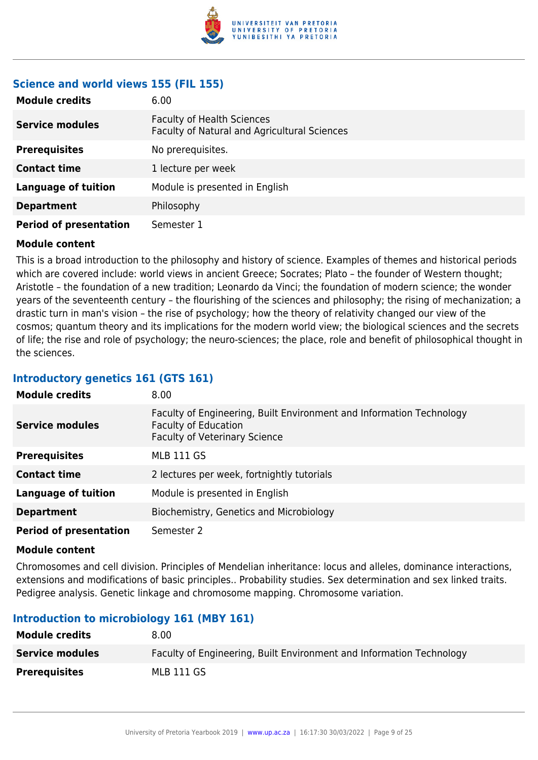### Science and world views 155 (FIL 155)

| | |
|---|---|
| **Module credits** | 6.00 |
| **Service modules** | Faculty of Health Sciences<br>Faculty of Natural and Agricultural Sciences |
| **Prerequisites** | No prerequisites. |
| **Contact time** | 1 lecture per week |
| **Language of tuition** | Module is presented in English |
| **Department** | Philosophy |
| **Period of presentation** | Semester 1 |

**Module content**

This is a broad introduction to the philosophy and history of science. Examples of themes and historical periods which are covered include: world views in ancient Greece; Socrates; Plato – the founder of Western thought; Aristotle – the foundation of a new tradition; Leonardo da Vinci; the foundation of modern science; the wonder years of the seventeenth century – the flourishing of the sciences and philosophy; the rising of mechanization; a drastic turn in man's vision – the rise of psychology; how the theory of relativity changed our view of the cosmos; quantum theory and its implications for the modern world view; the biological sciences and the secrets of life; the rise and role of psychology; the neuro-sciences; the place, role and benefit of philosophical thought in the sciences.

### Introductory genetics 161 (GTS 161)

| | |
|---|---|
| **Module credits** | 8.00 |
| **Service modules** | Faculty of Engineering, Built Environment and Information Technology<br>Faculty of Education<br>Faculty of Veterinary Science |
| **Prerequisites** | MLB 111 GS |
| **Contact time** | 2 lectures per week, fortnightly tutorials |
| **Language of tuition** | Module is presented in English |
| **Department** | Biochemistry, Genetics and Microbiology |
| **Period of presentation** | Semester 2 |

**Module content**

Chromosomes and cell division. Principles of Mendelian inheritance: locus and alleles, dominance interactions, extensions and modifications of basic principles.. Probability studies. Sex determination and sex linked traits. Pedigree analysis. Genetic linkage and chromosome mapping. Chromosome variation.

### Introduction to microbiology 161 (MBY 161)

| | |
|---|---|
| **Module credits** | 8.00 |
| **Service modules** | Faculty of Engineering, Built Environment and Information Technology |
| **Prerequisites** | MLB 111 GS |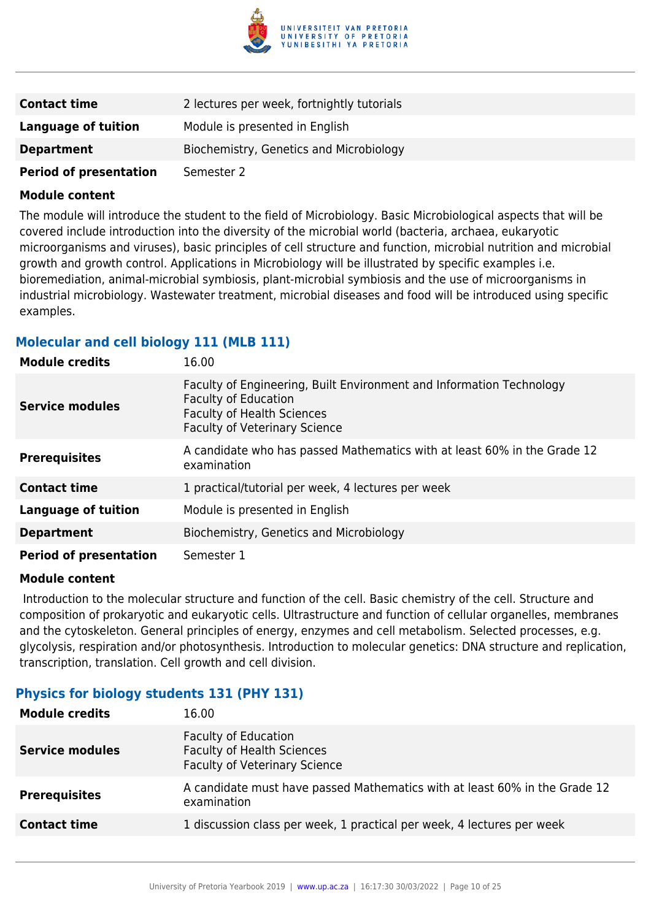| | |
|---|---|
| **Contact time** | 2 lectures per week, fortnightly tutorials |
| **Language of tuition** | Module is presented in English |
| **Department** | Biochemistry, Genetics and Microbiology |
| **Period of presentation** | Semester 2 |

**Module content**

The module will introduce the student to the field of Microbiology. Basic Microbiological aspects that will be covered include introduction into the diversity of the microbial world (bacteria, archaea, eukaryotic microorganisms and viruses), basic principles of cell structure and function, microbial nutrition and microbial growth and growth control. Applications in Microbiology will be illustrated by specific examples i.e. bioremediation, animal-microbial symbiosis, plant-microbial symbiosis and the use of microorganisms in industrial microbiology. Wastewater treatment, microbial diseases and food will be introduced using specific examples.

### Molecular and cell biology 111 (MLB 111)

| | |
|---|---|
| **Module credits** | 16.00 |
| **Service modules** | Faculty of Engineering, Built Environment and Information Technology<br>Faculty of Education<br>Faculty of Health Sciences<br>Faculty of Veterinary Science |
| **Prerequisites** | A candidate who has passed Mathematics with at least 60% in the Grade 12 examination |
| **Contact time** | 1 practical/tutorial per week, 4 lectures per week |
| **Language of tuition** | Module is presented in English |
| **Department** | Biochemistry, Genetics and Microbiology |
| **Period of presentation** | Semester 1 |

**Module content**

Introduction to the molecular structure and function of the cell. Basic chemistry of the cell. Structure and composition of prokaryotic and eukaryotic cells. Ultrastructure and function of cellular organelles, membranes and the cytoskeleton. General principles of energy, enzymes and cell metabolism. Selected processes, e.g. glycolysis, respiration and/or photosynthesis. Introduction to molecular genetics: DNA structure and replication, transcription, translation. Cell growth and cell division.

### Physics for biology students 131 (PHY 131)

| | |
|---|---|
| **Module credits** | 16.00 |
| **Service modules** | Faculty of Education<br>Faculty of Health Sciences<br>Faculty of Veterinary Science |
| **Prerequisites** | A candidate must have passed Mathematics with at least 60% in the Grade 12 examination |
| **Contact time** | 1 discussion class per week, 1 practical per week, 4 lectures per week |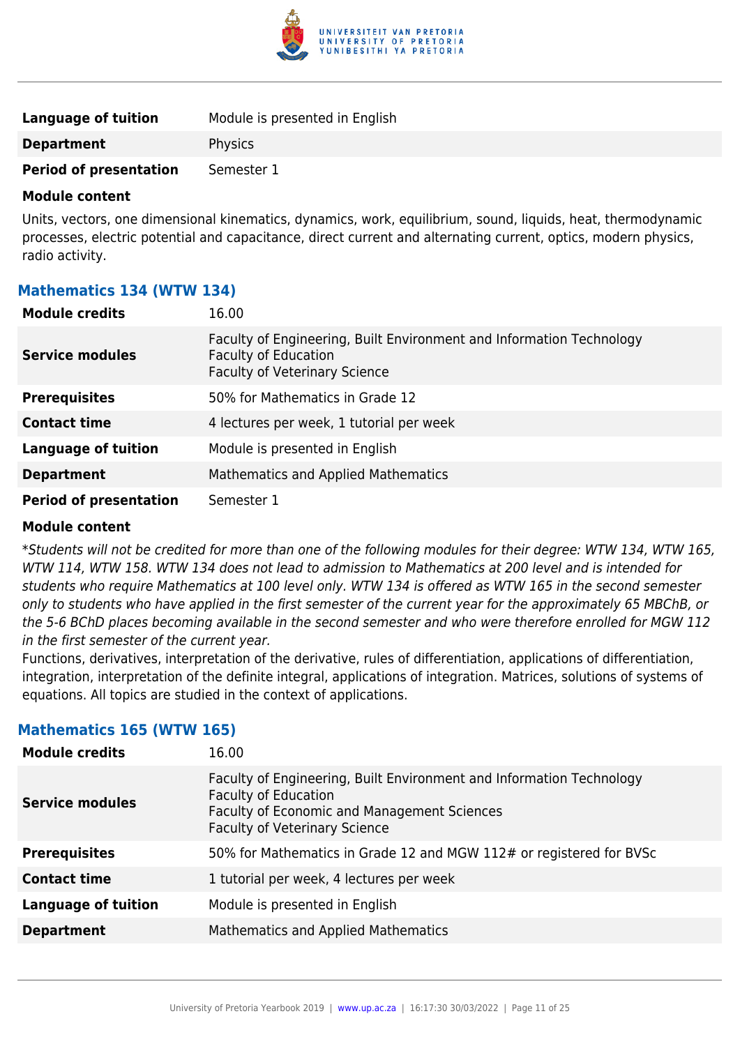| | |
|---|---|
| **Language of tuition** | Module is presented in English |
| **Department** | Physics |
| **Period of presentation** | Semester 1 |

**Module content**

Units, vectors, one dimensional kinematics, dynamics, work, equilibrium, sound, liquids, heat, thermodynamic processes, electric potential and capacitance, direct current and alternating current, optics, modern physics, radio activity.

### Mathematics 134 (WTW 134)

| | |
|---|---|
| **Module credits** | 16.00 |
| **Service modules** | Faculty of Engineering, Built Environment and Information Technology<br>Faculty of Education<br>Faculty of Veterinary Science |
| **Prerequisites** | 50% for Mathematics in Grade 12 |
| **Contact time** | 4 lectures per week, 1 tutorial per week |
| **Language of tuition** | Module is presented in English |
| **Department** | Mathematics and Applied Mathematics |
| **Period of presentation** | Semester 1 |

**Module content**

**Students will not be credited for more than one of the following modules for their degree: WTW 134, WTW 165, WTW 114, WTW 158. WTW 134 does not lead to admission to Mathematics at 200 level and is intended for students who require Mathematics at 100 level only. WTW 134 is offered as WTW 165 in the second semester only to students who have applied in the first semester of the current year for the approximately 65 MBChB, or the 5-6 BChD places becoming available in the second semester and who were therefore enrolled for MGW 112 in the first semester of the current year.*

Functions, derivatives, interpretation of the derivative, rules of differentiation, applications of differentiation, integration, interpretation of the definite integral, applications of integration. Matrices, solutions of systems of equations. All topics are studied in the context of applications.

### Mathematics 165 (WTW 165)

| | |
|---|---|
| **Module credits** | 16.00 |
| **Service modules** | Faculty of Engineering, Built Environment and Information Technology<br>Faculty of Education<br>Faculty of Economic and Management Sciences<br>Faculty of Veterinary Science |
| **Prerequisites** | 50% for Mathematics in Grade 12 and MGW 112# or registered for BVSc |
| **Contact time** | 1 tutorial per week, 4 lectures per week |
| **Language of tuition** | Module is presented in English |
| **Department** | Mathematics and Applied Mathematics |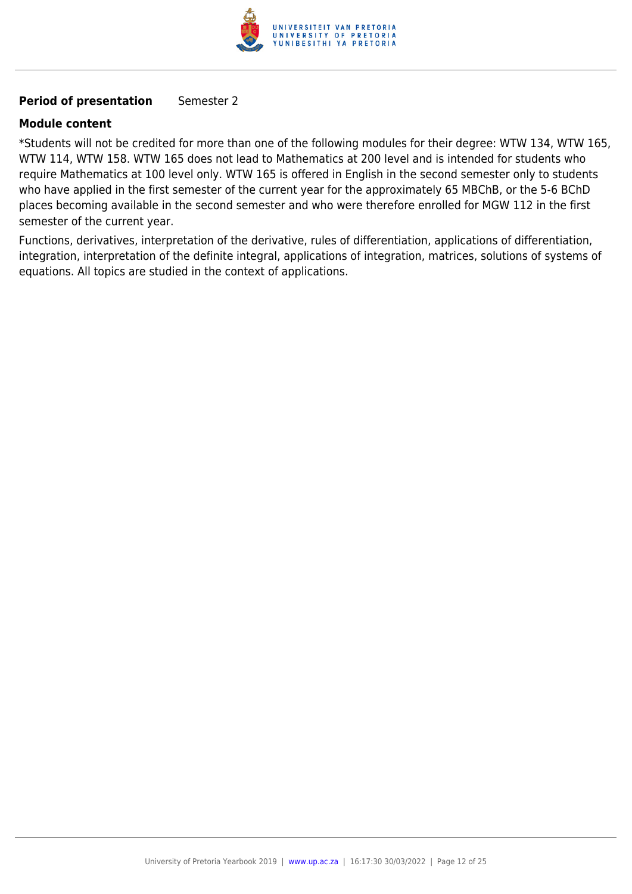**Period of presentation** Semester 2

**Module content**

*Students will not be credited for more than one of the following modules for their degree: WTW 134, WTW 165, WTW 114, WTW 158. WTW 165 does not lead to Mathematics at 200 level and is intended for students who require Mathematics at 100 level only. WTW 165 is offered in English in the second semester only to students who have applied in the first semester of the current year for the approximately 65 MBChB, or the 5-6 BChD places becoming available in the second semester and who were therefore enrolled for MGW 112 in the first semester of the current year.

Functions, derivatives, interpretation of the derivative, rules of differentiation, applications of differentiation, integration, interpretation of the definite integral, applications of integration, matrices, solutions of systems of equations. All topics are studied in the context of applications.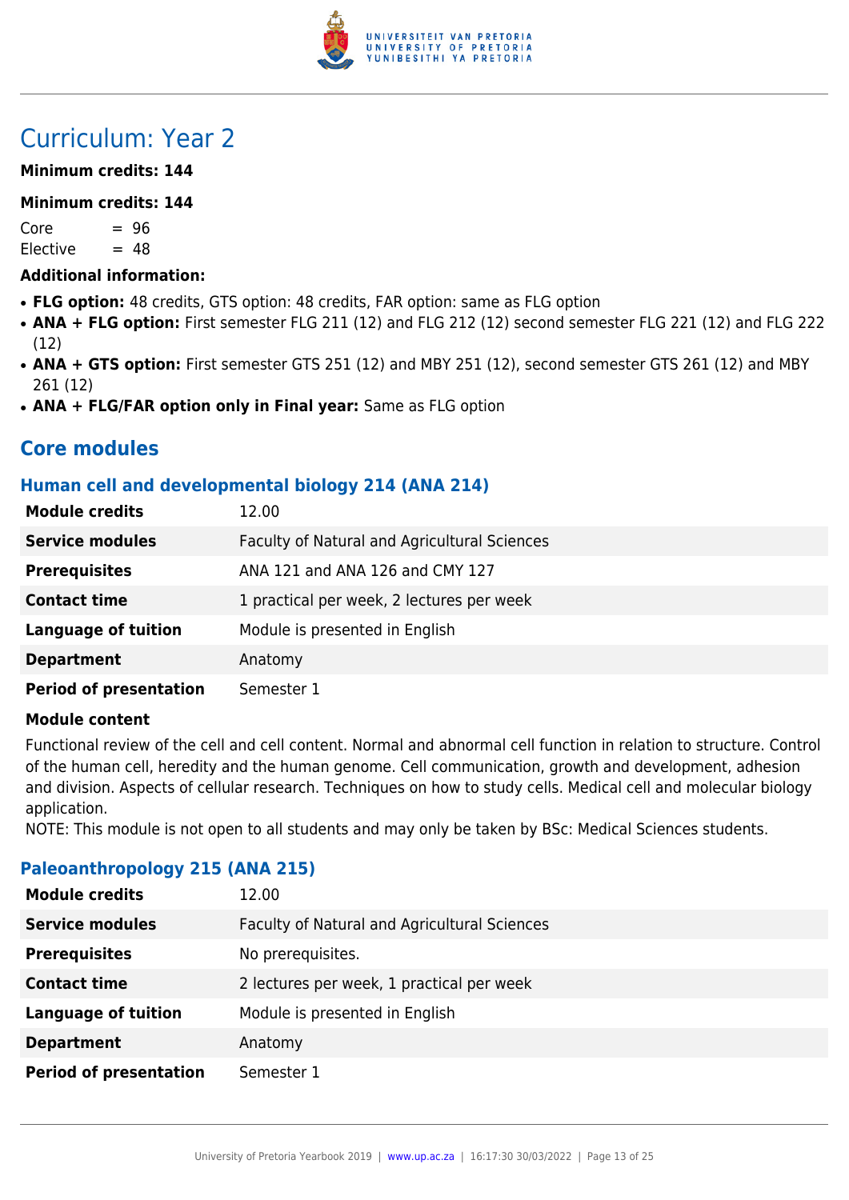# Curriculum: Year 2

**Minimum credits: 144**

**Minimum credits: 144**

Core = 96
Elective = 48

**Additional information:**

- **FLG option:** 48 credits, GTS option: 48 credits, FAR option: same as FLG option
- **ANA + FLG option:** First semester FLG 211 (12) and FLG 212 (12) second semester FLG 221 (12) and FLG 222 (12)
- **ANA + GTS option:** First semester GTS 251 (12) and MBY 251 (12), second semester GTS 261 (12) and MBY 261 (12)
- **ANA + FLG/FAR option only in Final year:** Same as FLG option

## Core modules

### Human cell and developmental biology 214 (ANA 214)

| | |
|---|---|
| **Module credits** | 12.00 |
| **Service modules** | Faculty of Natural and Agricultural Sciences |
| **Prerequisites** | ANA 121 and ANA 126 and CMY 127 |
| **Contact time** | 1 practical per week, 2 lectures per week |
| **Language of tuition** | Module is presented in English |
| **Department** | Anatomy |
| **Period of presentation** | Semester 1 |

**Module content**

Functional review of the cell and cell content. Normal and abnormal cell function in relation to structure. Control of the human cell, heredity and the human genome. Cell communication, growth and development, adhesion and division. Aspects of cellular research. Techniques on how to study cells. Medical cell and molecular biology application.
NOTE: This module is not open to all students and may only be taken by BSc: Medical Sciences students.

### Paleoanthropology 215 (ANA 215)

| | |
|---|---|
| **Module credits** | 12.00 |
| **Service modules** | Faculty of Natural and Agricultural Sciences |
| **Prerequisites** | No prerequisites. |
| **Contact time** | 2 lectures per week, 1 practical per week |
| **Language of tuition** | Module is presented in English |
| **Department** | Anatomy |
| **Period of presentation** | Semester 1 |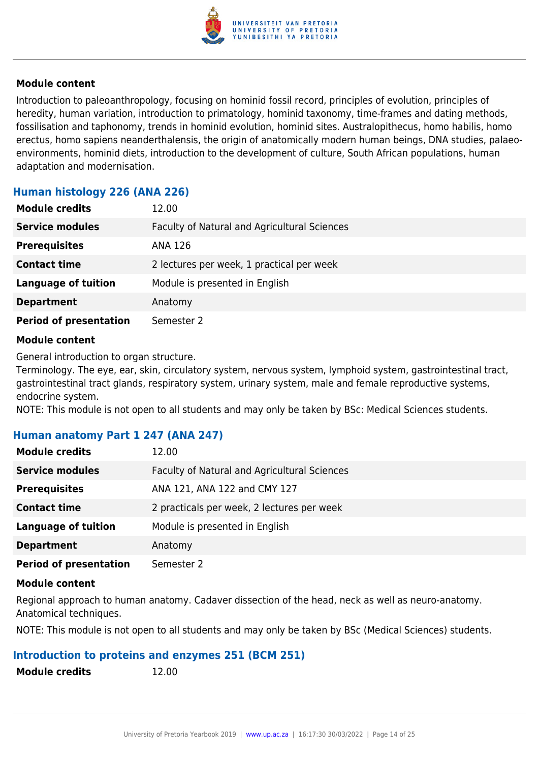**Module content**

Introduction to paleoanthropology, focusing on hominid fossil record, principles of evolution, principles of heredity, human variation, introduction to primatology, hominid taxonomy, time-frames and dating methods, fossilisation and taphonomy, trends in hominid evolution, hominid sites. Australopithecus, homo habilis, homo erectus, homo sapiens neanderthalensis, the origin of anatomically modern human beings, DNA studies, palaeo-environments, hominid diets, introduction to the development of culture, South African populations, human adaptation and modernisation.

### Human histology 226 (ANA 226)

| | |
|---|---|
| **Module credits** | 12.00 |
| **Service modules** | Faculty of Natural and Agricultural Sciences |
| **Prerequisites** | ANA 126 |
| **Contact time** | 2 lectures per week, 1 practical per week |
| **Language of tuition** | Module is presented in English |
| **Department** | Anatomy |
| **Period of presentation** | Semester 2 |

**Module content**

General introduction to organ structure.
Terminology. The eye, ear, skin, circulatory system, nervous system, lymphoid system, gastrointestinal tract, gastrointestinal tract glands, respiratory system, urinary system, male and female reproductive systems, endocrine system.
NOTE: This module is not open to all students and may only be taken by BSc: Medical Sciences students.

### Human anatomy Part 1 247 (ANA 247)

| | |
|---|---|
| **Module credits** | 12.00 |
| **Service modules** | Faculty of Natural and Agricultural Sciences |
| **Prerequisites** | ANA 121, ANA 122 and CMY 127 |
| **Contact time** | 2 practicals per week, 2 lectures per week |
| **Language of tuition** | Module is presented in English |
| **Department** | Anatomy |
| **Period of presentation** | Semester 2 |

**Module content**

Regional approach to human anatomy. Cadaver dissection of the head, neck as well as neuro-anatomy. Anatomical techniques.

NOTE: This module is not open to all students and may only be taken by BSc (Medical Sciences) students.

### Introduction to proteins and enzymes 251 (BCM 251)

| | |
|---|---|
| **Module credits** | 12.00 |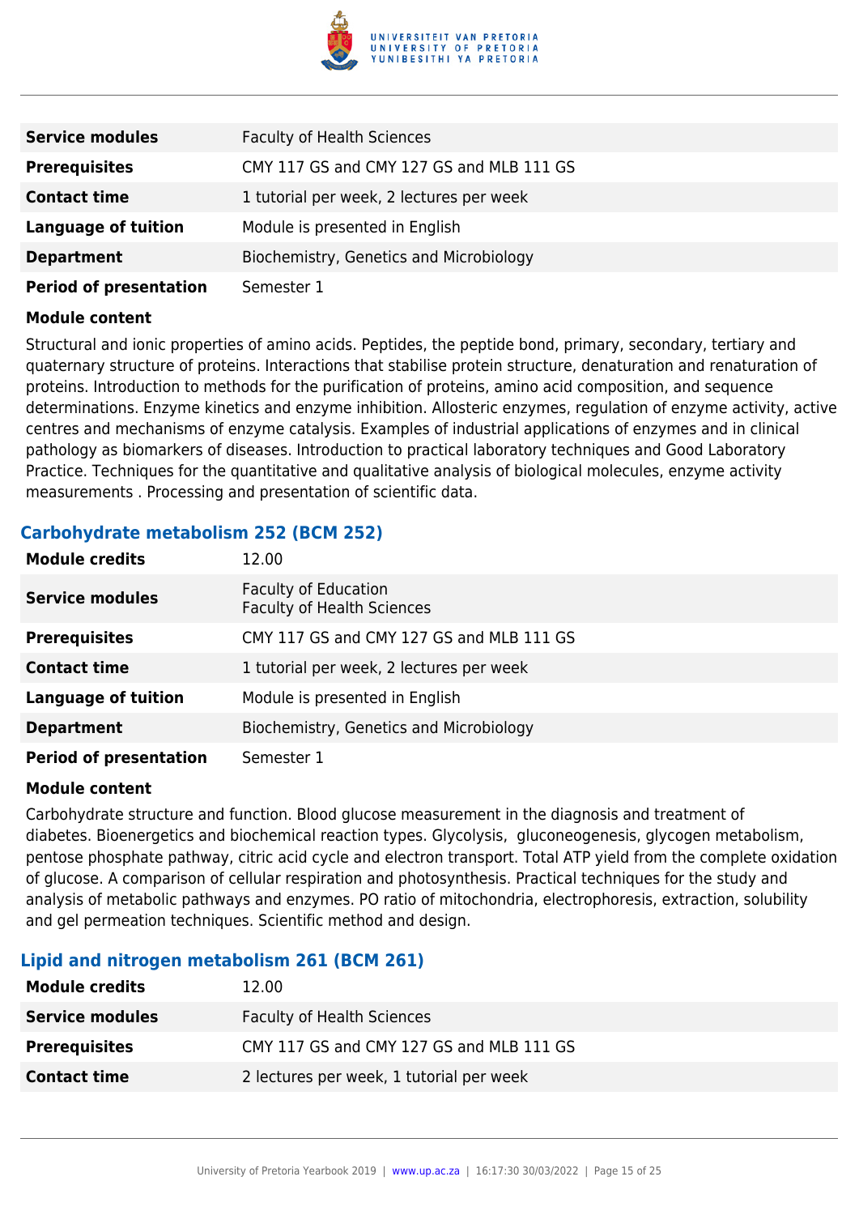| | |
|---|---|
| **Service modules** | Faculty of Health Sciences |
| **Prerequisites** | CMY 117 GS and CMY 127 GS and MLB 111 GS |
| **Contact time** | 1 tutorial per week, 2 lectures per week |
| **Language of tuition** | Module is presented in English |
| **Department** | Biochemistry, Genetics and Microbiology |
| **Period of presentation** | Semester 1 |

**Module content**

Structural and ionic properties of amino acids. Peptides, the peptide bond, primary, secondary, tertiary and quaternary structure of proteins. Interactions that stabilise protein structure, denaturation and renaturation of proteins. Introduction to methods for the purification of proteins, amino acid composition, and sequence determinations. Enzyme kinetics and enzyme inhibition. Allosteric enzymes, regulation of enzyme activity, active centres and mechanisms of enzyme catalysis. Examples of industrial applications of enzymes and in clinical pathology as biomarkers of diseases. Introduction to practical laboratory techniques and Good Laboratory Practice. Techniques for the quantitative and qualitative analysis of biological molecules, enzyme activity measurements . Processing and presentation of scientific data.

### Carbohydrate metabolism 252 (BCM 252)

| | |
|---|---|
| **Module credits** | 12.00 |
| **Service modules** | Faculty of Education<br>Faculty of Health Sciences |
| **Prerequisites** | CMY 117 GS and CMY 127 GS and MLB 111 GS |
| **Contact time** | 1 tutorial per week, 2 lectures per week |
| **Language of tuition** | Module is presented in English |
| **Department** | Biochemistry, Genetics and Microbiology |
| **Period of presentation** | Semester 1 |

**Module content**

Carbohydrate structure and function. Blood glucose measurement in the diagnosis and treatment of diabetes. Bioenergetics and biochemical reaction types. Glycolysis, gluconeogenesis, glycogen metabolism, pentose phosphate pathway, citric acid cycle and electron transport. Total ATP yield from the complete oxidation of glucose. A comparison of cellular respiration and photosynthesis. Practical techniques for the study and analysis of metabolic pathways and enzymes. PO ratio of mitochondria, electrophoresis, extraction, solubility and gel permeation techniques. Scientific method and design.

### Lipid and nitrogen metabolism 261 (BCM 261)

| | |
|---|---|
| **Module credits** | 12.00 |
| **Service modules** | Faculty of Health Sciences |
| **Prerequisites** | CMY 117 GS and CMY 127 GS and MLB 111 GS |
| **Contact time** | 2 lectures per week, 1 tutorial per week |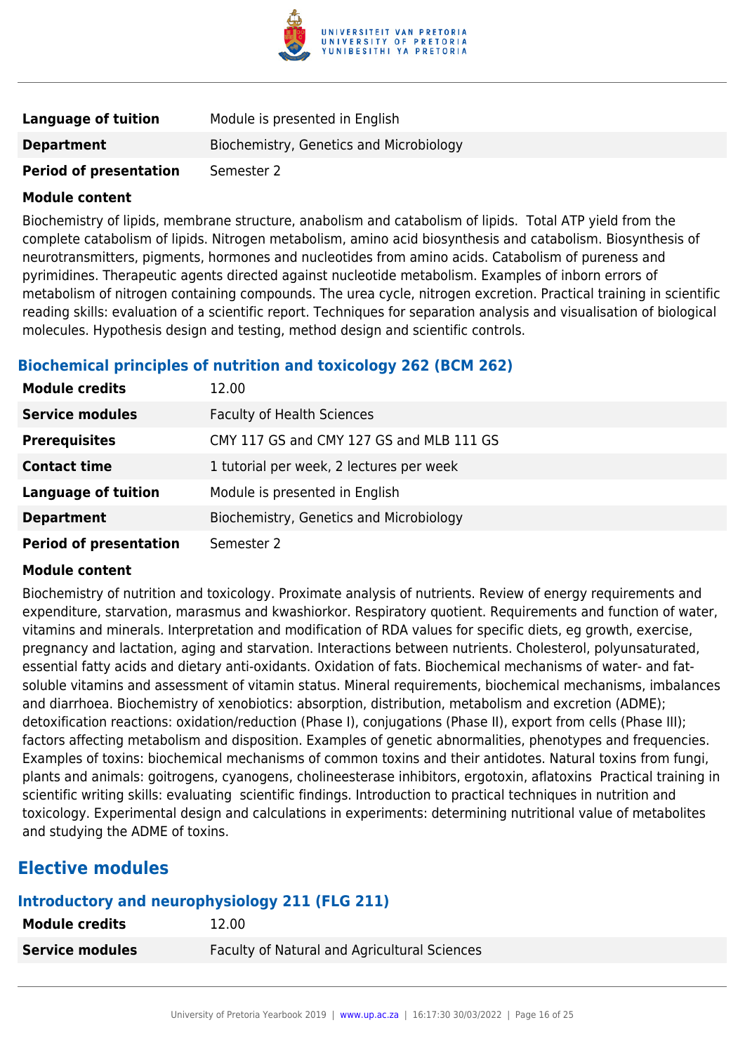| | |
|---|---|
| **Language of tuition** | Module is presented in English |
| **Department** | Biochemistry, Genetics and Microbiology |
| **Period of presentation** | Semester 2 |

**Module content**

Biochemistry of lipids, membrane structure, anabolism and catabolism of lipids. Total ATP yield from the complete catabolism of lipids. Nitrogen metabolism, amino acid biosynthesis and catabolism. Biosynthesis of neurotransmitters, pigments, hormones and nucleotides from amino acids. Catabolism of pureness and pyrimidines. Therapeutic agents directed against nucleotide metabolism. Examples of inborn errors of metabolism of nitrogen containing compounds. The urea cycle, nitrogen excretion. Practical training in scientific reading skills: evaluation of a scientific report. Techniques for separation analysis and visualisation of biological molecules. Hypothesis design and testing, method design and scientific controls.

### Biochemical principles of nutrition and toxicology 262 (BCM 262)

| | |
|---|---|
| **Module credits** | 12.00 |
| **Service modules** | Faculty of Health Sciences |
| **Prerequisites** | CMY 117 GS and CMY 127 GS and MLB 111 GS |
| **Contact time** | 1 tutorial per week, 2 lectures per week |
| **Language of tuition** | Module is presented in English |
| **Department** | Biochemistry, Genetics and Microbiology |
| **Period of presentation** | Semester 2 |

**Module content**

Biochemistry of nutrition and toxicology. Proximate analysis of nutrients. Review of energy requirements and expenditure, starvation, marasmus and kwashiorkor. Respiratory quotient. Requirements and function of water, vitamins and minerals. Interpretation and modification of RDA values for specific diets, eg growth, exercise, pregnancy and lactation, aging and starvation. Interactions between nutrients. Cholesterol, polyunsaturated, essential fatty acids and dietary anti-oxidants. Oxidation of fats. Biochemical mechanisms of water- and fat-soluble vitamins and assessment of vitamin status. Mineral requirements, biochemical mechanisms, imbalances and diarrhoea. Biochemistry of xenobiotics: absorption, distribution, metabolism and excretion (ADME); detoxification reactions: oxidation/reduction (Phase I), conjugations (Phase II), export from cells (Phase III); factors affecting metabolism and disposition. Examples of genetic abnormalities, phenotypes and frequencies. Examples of toxins: biochemical mechanisms of common toxins and their antidotes. Natural toxins from fungi, plants and animals: goitrogens, cyanogens, cholineesterase inhibitors, ergotoxin, aflatoxins Practical training in scientific writing skills: evaluating scientific findings. Introduction to practical techniques in nutrition and toxicology. Experimental design and calculations in experiments: determining nutritional value of metabolites and studying the ADME of toxins.

## Elective modules

### Introductory and neurophysiology 211 (FLG 211)

| | |
|---|---|
| **Module credits** | 12.00 |
| **Service modules** | Faculty of Natural and Agricultural Sciences |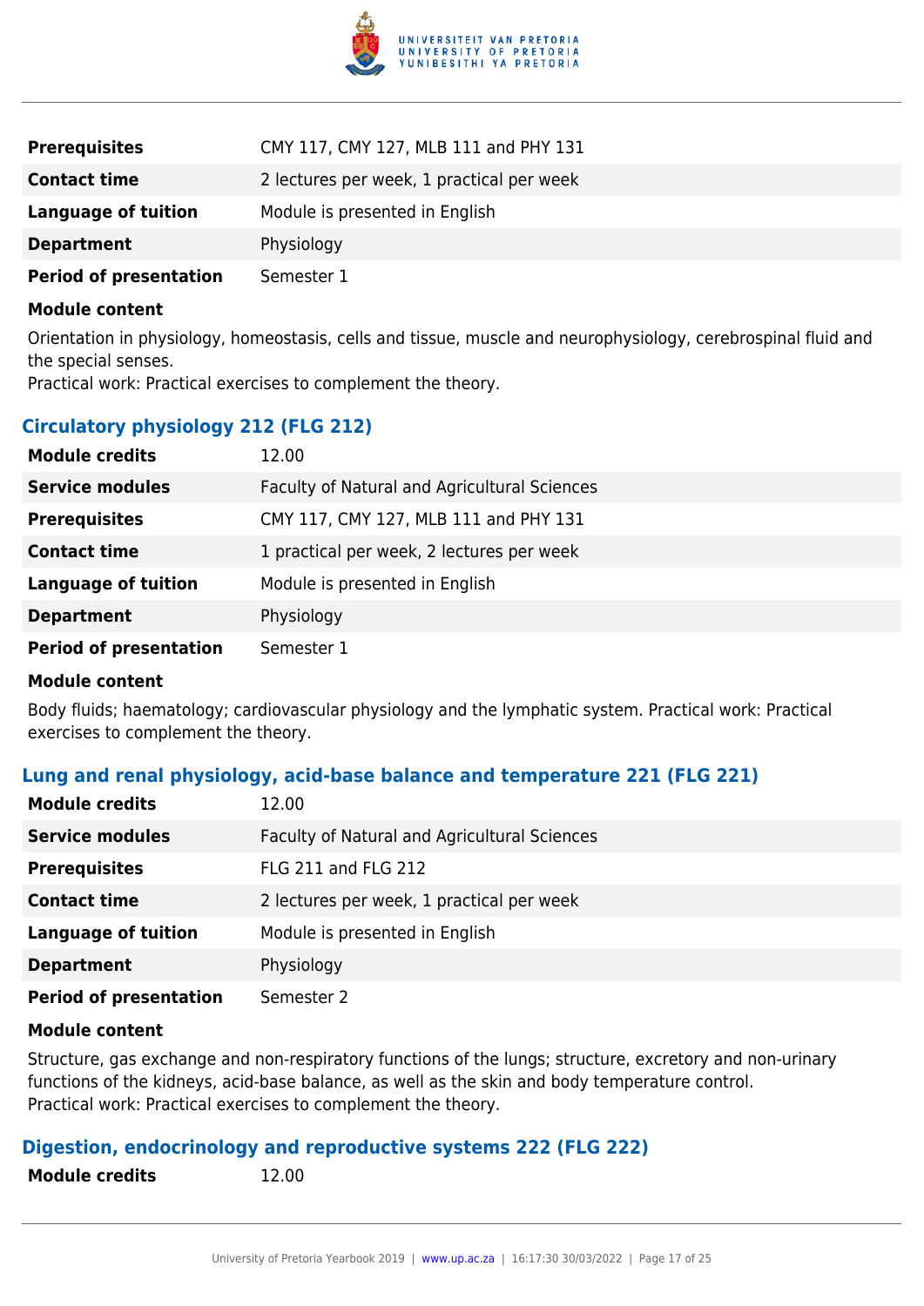| | |
|---|---|
| **Prerequisites** | CMY 117, CMY 127, MLB 111 and PHY 131 |
| **Contact time** | 2 lectures per week, 1 practical per week |
| **Language of tuition** | Module is presented in English |
| **Department** | Physiology |
| **Period of presentation** | Semester 1 |

**Module content**

Orientation in physiology, homeostasis, cells and tissue, muscle and neurophysiology, cerebrospinal fluid and the special senses.
Practical work: Practical exercises to complement the theory.

### Circulatory physiology 212 (FLG 212)

| | |
|---|---|
| **Module credits** | 12.00 |
| **Service modules** | Faculty of Natural and Agricultural Sciences |
| **Prerequisites** | CMY 117, CMY 127, MLB 111 and PHY 131 |
| **Contact time** | 1 practical per week, 2 lectures per week |
| **Language of tuition** | Module is presented in English |
| **Department** | Physiology |
| **Period of presentation** | Semester 1 |

**Module content**

Body fluids; haematology; cardiovascular physiology and the lymphatic system. Practical work: Practical exercises to complement the theory.

### Lung and renal physiology, acid-base balance and temperature 221 (FLG 221)

| | |
|---|---|
| **Module credits** | 12.00 |
| **Service modules** | Faculty of Natural and Agricultural Sciences |
| **Prerequisites** | FLG 211 and FLG 212 |
| **Contact time** | 2 lectures per week, 1 practical per week |
| **Language of tuition** | Module is presented in English |
| **Department** | Physiology |
| **Period of presentation** | Semester 2 |

**Module content**

Structure, gas exchange and non-respiratory functions of the lungs; structure, excretory and non-urinary functions of the kidneys, acid-base balance, as well as the skin and body temperature control.
Practical work: Practical exercises to complement the theory.

### Digestion, endocrinology and reproductive systems 222 (FLG 222)

| | |
|---|---|
| **Module credits** | 12.00 |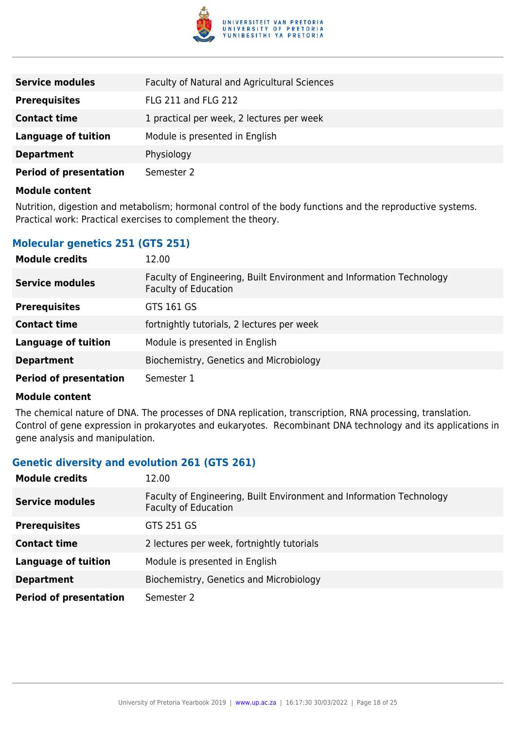| | |
|---|---|
| **Service modules** | Faculty of Natural and Agricultural Sciences |
| **Prerequisites** | FLG 211 and FLG 212 |
| **Contact time** | 1 practical per week, 2 lectures per week |
| **Language of tuition** | Module is presented in English |
| **Department** | Physiology |
| **Period of presentation** | Semester 2 |

**Module content**

Nutrition, digestion and metabolism; hormonal control of the body functions and the reproductive systems. Practical work: Practical exercises to complement the theory.

### Molecular genetics 251 (GTS 251)

| | |
|---|---|
| **Module credits** | 12.00 |
| **Service modules** | Faculty of Engineering, Built Environment and Information Technology<br>Faculty of Education |
| **Prerequisites** | GTS 161 GS |
| **Contact time** | fortnightly tutorials, 2 lectures per week |
| **Language of tuition** | Module is presented in English |
| **Department** | Biochemistry, Genetics and Microbiology |
| **Period of presentation** | Semester 1 |

**Module content**

The chemical nature of DNA. The processes of DNA replication, transcription, RNA processing, translation. Control of gene expression in prokaryotes and eukaryotes. Recombinant DNA technology and its applications in gene analysis and manipulation.

### Genetic diversity and evolution 261 (GTS 261)

| | |
|---|---|
| **Module credits** | 12.00 |
| **Service modules** | Faculty of Engineering, Built Environment and Information Technology<br>Faculty of Education |
| **Prerequisites** | GTS 251 GS |
| **Contact time** | 2 lectures per week, fortnightly tutorials |
| **Language of tuition** | Module is presented in English |
| **Department** | Biochemistry, Genetics and Microbiology |
| **Period of presentation** | Semester 2 |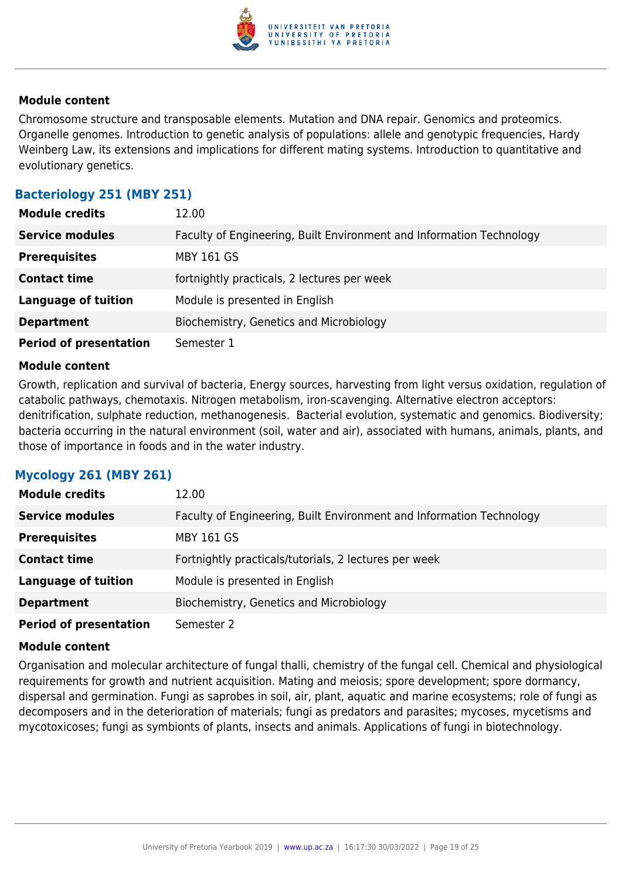#### Module content

Chromosome structure and transposable elements. Mutation and DNA repair. Genomics and proteomics. Organelle genomes. Introduction to genetic analysis of populations: allele and genotypic frequencies, Hardy Weinberg Law, its extensions and implications for different mating systems. Introduction to quantitative and evolutionary genetics.

### Bacteriology 251 (MBY 251)

| | |
|---|---|
| **Module credits** | 12.00 |
| **Service modules** | Faculty of Engineering, Built Environment and Information Technology |
| **Prerequisites** | MBY 161 GS |
| **Contact time** | fortnightly practicals, 2 lectures per week |
| **Language of tuition** | Module is presented in English |
| **Department** | Biochemistry, Genetics and Microbiology |
| **Period of presentation** | Semester 1 |

#### Module content

Growth, replication and survival of bacteria, Energy sources, harvesting from light versus oxidation, regulation of catabolic pathways, chemotaxis. Nitrogen metabolism, iron-scavenging. Alternative electron acceptors: denitrification, sulphate reduction, methanogenesis. Bacterial evolution, systematic and genomics. Biodiversity; bacteria occurring in the natural environment (soil, water and air), associated with humans, animals, plants, and those of importance in foods and in the water industry.

### Mycology 261 (MBY 261)

| | |
|---|---|
| **Module credits** | 12.00 |
| **Service modules** | Faculty of Engineering, Built Environment and Information Technology |
| **Prerequisites** | MBY 161 GS |
| **Contact time** | Fortnightly practicals/tutorials, 2 lectures per week |
| **Language of tuition** | Module is presented in English |
| **Department** | Biochemistry, Genetics and Microbiology |
| **Period of presentation** | Semester 2 |

#### Module content

Organisation and molecular architecture of fungal thalli, chemistry of the fungal cell. Chemical and physiological requirements for growth and nutrient acquisition. Mating and meiosis; spore development; spore dormancy, dispersal and germination. Fungi as saprobes in soil, air, plant, aquatic and marine ecosystems; role of fungi as decomposers and in the deterioration of materials; fungi as predators and parasites; mycoses, mycetisms and mycotoxicoses; fungi as symbionts of plants, insects and animals. Applications of fungi in biotechnology.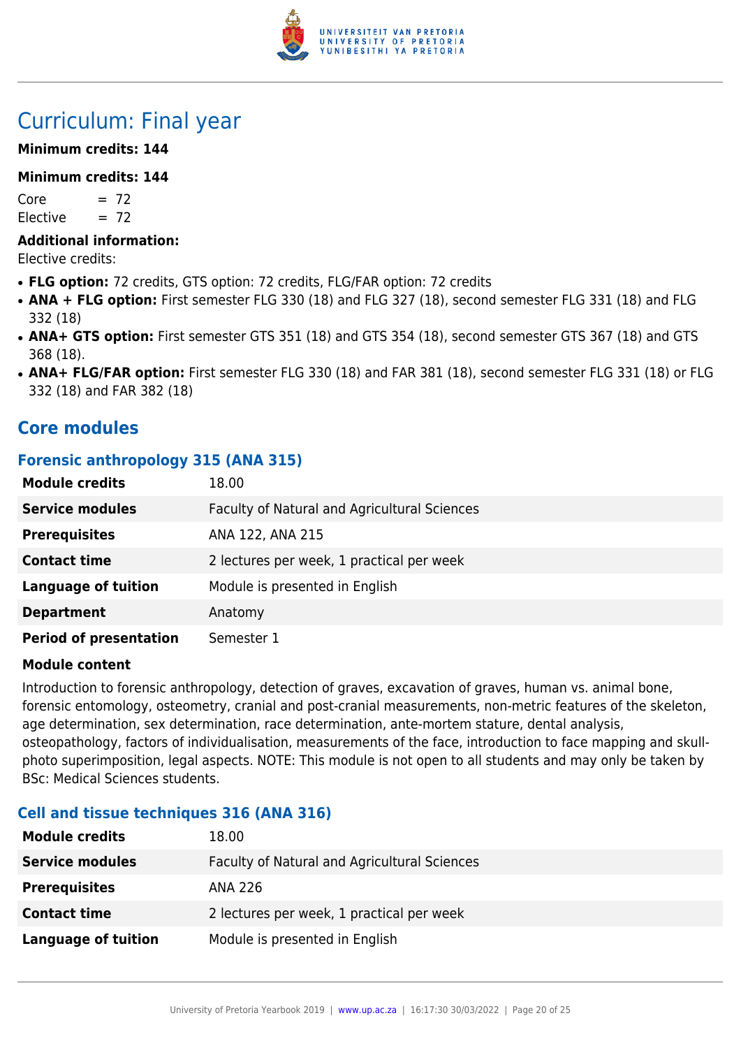# Curriculum: Final year

**Minimum credits: 144**

**Minimum credits: 144**

Core = 72
Elective = 72

**Additional information:**
Elective credits:

- **FLG option:** 72 credits, GTS option: 72 credits, FLG/FAR option: 72 credits
- **ANA + FLG option:** First semester FLG 330 (18) and FLG 327 (18), second semester FLG 331 (18) and FLG 332 (18)
- **ANA+ GTS option:** First semester GTS 351 (18) and GTS 354 (18), second semester GTS 367 (18) and GTS 368 (18).
- **ANA+ FLG/FAR option:** First semester FLG 330 (18) and FAR 381 (18), second semester FLG 331 (18) or FLG 332 (18) and FAR 382 (18)

## Core modules

### Forensic anthropology 315 (ANA 315)

| | |
|---|---|
| **Module credits** | 18.00 |
| **Service modules** | Faculty of Natural and Agricultural Sciences |
| **Prerequisites** | ANA 122, ANA 215 |
| **Contact time** | 2 lectures per week, 1 practical per week |
| **Language of tuition** | Module is presented in English |
| **Department** | Anatomy |
| **Period of presentation** | Semester 1 |

**Module content**

Introduction to forensic anthropology, detection of graves, excavation of graves, human vs. animal bone, forensic entomology, osteometry, cranial and post-cranial measurements, non-metric features of the skeleton, age determination, sex determination, race determination, ante-mortem stature, dental analysis, osteopathology, factors of individualisation, measurements of the face, introduction to face mapping and skull-photo superimposition, legal aspects. NOTE: This module is not open to all students and may only be taken by BSc: Medical Sciences students.

### Cell and tissue techniques 316 (ANA 316)

| | |
|---|---|
| **Module credits** | 18.00 |
| **Service modules** | Faculty of Natural and Agricultural Sciences |
| **Prerequisites** | ANA 226 |
| **Contact time** | 2 lectures per week, 1 practical per week |
| **Language of tuition** | Module is presented in English |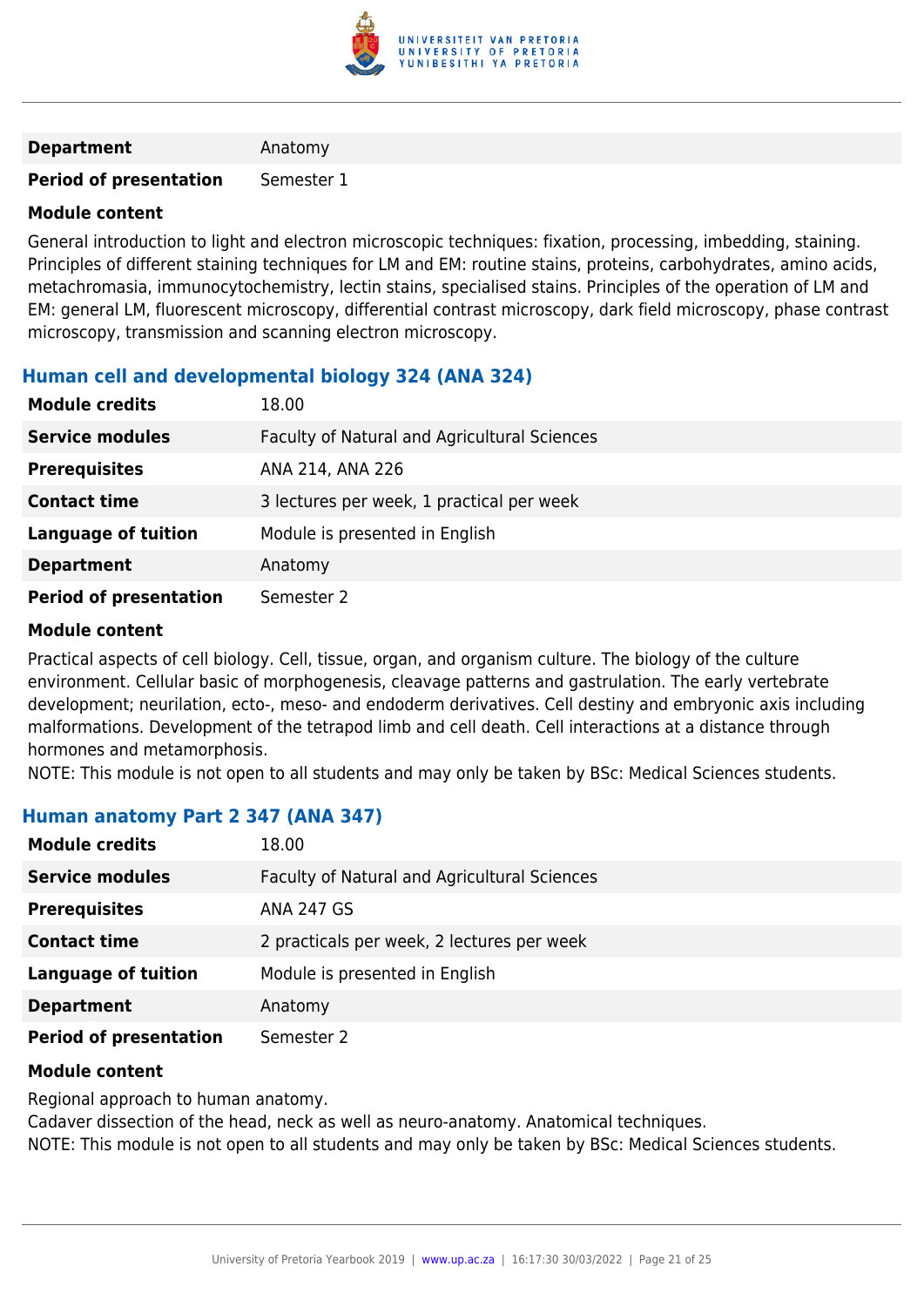| | |
|---|---|
| **Department** | Anatomy |
| **Period of presentation** | Semester 1 |

**Module content**

General introduction to light and electron microscopic techniques: fixation, processing, imbedding, staining. Principles of different staining techniques for LM and EM: routine stains, proteins, carbohydrates, amino acids, metachromasia, immunocytochemistry, lectin stains, specialised stains. Principles of the operation of LM and EM: general LM, fluorescent microscopy, differential contrast microscopy, dark field microscopy, phase contrast microscopy, transmission and scanning electron microscopy.

### Human cell and developmental biology 324 (ANA 324)

| | |
|---|---|
| **Module credits** | 18.00 |
| **Service modules** | Faculty of Natural and Agricultural Sciences |
| **Prerequisites** | ANA 214, ANA 226 |
| **Contact time** | 3 lectures per week, 1 practical per week |
| **Language of tuition** | Module is presented in English |
| **Department** | Anatomy |
| **Period of presentation** | Semester 2 |

**Module content**

Practical aspects of cell biology. Cell, tissue, organ, and organism culture. The biology of the culture environment. Cellular basic of morphogenesis, cleavage patterns and gastrulation. The early vertebrate development; neurilation, ecto-, meso- and endoderm derivatives. Cell destiny and embryonic axis including malformations. Development of the tetrapod limb and cell death. Cell interactions at a distance through hormones and metamorphosis.
NOTE: This module is not open to all students and may only be taken by BSc: Medical Sciences students.

### Human anatomy Part 2 347 (ANA 347)

| | |
|---|---|
| **Module credits** | 18.00 |
| **Service modules** | Faculty of Natural and Agricultural Sciences |
| **Prerequisites** | ANA 247 GS |
| **Contact time** | 2 practicals per week, 2 lectures per week |
| **Language of tuition** | Module is presented in English |
| **Department** | Anatomy |
| **Period of presentation** | Semester 2 |

**Module content**

Regional approach to human anatomy.
Cadaver dissection of the head, neck as well as neuro-anatomy. Anatomical techniques.
NOTE: This module is not open to all students and may only be taken by BSc: Medical Sciences students.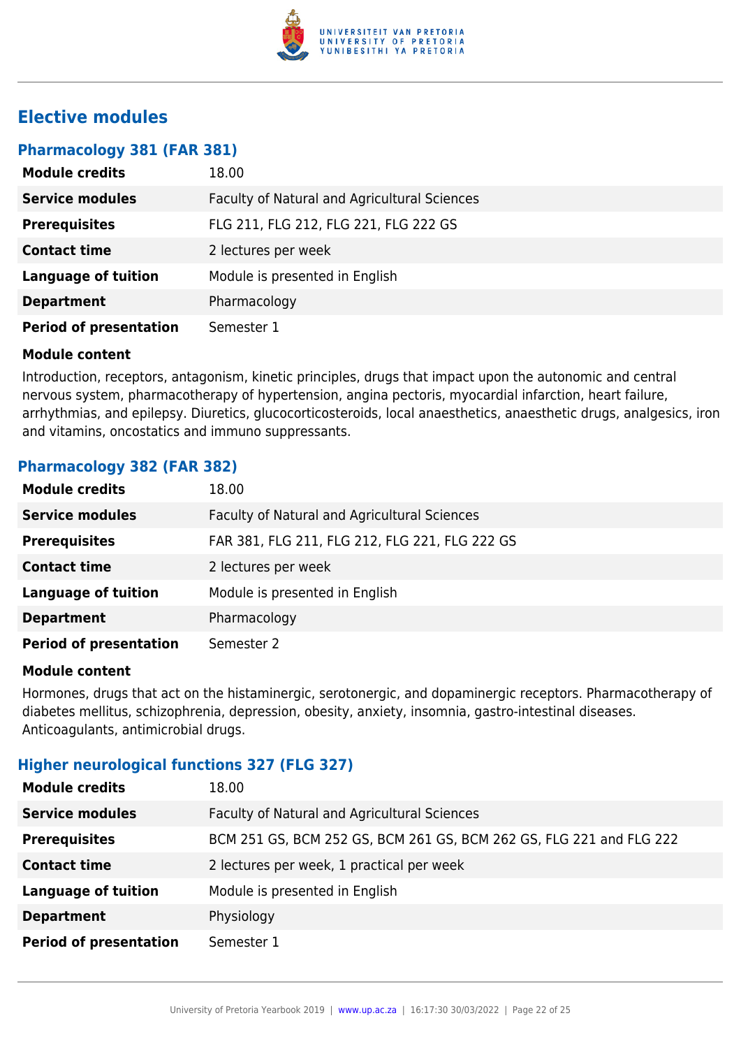## Elective modules

### Pharmacology 381 (FAR 381)

| | |
|---|---|
| **Module credits** | 18.00 |
| **Service modules** | Faculty of Natural and Agricultural Sciences |
| **Prerequisites** | FLG 211, FLG 212, FLG 221, FLG 222 GS |
| **Contact time** | 2 lectures per week |
| **Language of tuition** | Module is presented in English |
| **Department** | Pharmacology |
| **Period of presentation** | Semester 1 |

**Module content**

Introduction, receptors, antagonism, kinetic principles, drugs that impact upon the autonomic and central nervous system, pharmacotherapy of hypertension, angina pectoris, myocardial infarction, heart failure, arrhythmias, and epilepsy. Diuretics, glucocorticosteroids, local anaesthetics, anaesthetic drugs, analgesics, iron and vitamins, oncostatics and immuno suppressants.

### Pharmacology 382 (FAR 382)

| | |
|---|---|
| **Module credits** | 18.00 |
| **Service modules** | Faculty of Natural and Agricultural Sciences |
| **Prerequisites** | FAR 381, FLG 211, FLG 212, FLG 221, FLG 222 GS |
| **Contact time** | 2 lectures per week |
| **Language of tuition** | Module is presented in English |
| **Department** | Pharmacology |
| **Period of presentation** | Semester 2 |

**Module content**

Hormones, drugs that act on the histaminergic, serotonergic, and dopaminergic receptors. Pharmacotherapy of diabetes mellitus, schizophrenia, depression, obesity, anxiety, insomnia, gastro-intestinal diseases. Anticoagulants, antimicrobial drugs.

### Higher neurological functions 327 (FLG 327)

| | |
|---|---|
| **Module credits** | 18.00 |
| **Service modules** | Faculty of Natural and Agricultural Sciences |
| **Prerequisites** | BCM 251 GS, BCM 252 GS, BCM 261 GS, BCM 262 GS, FLG 221 and FLG 222 |
| **Contact time** | 2 lectures per week, 1 practical per week |
| **Language of tuition** | Module is presented in English |
| **Department** | Physiology |
| **Period of presentation** | Semester 1 |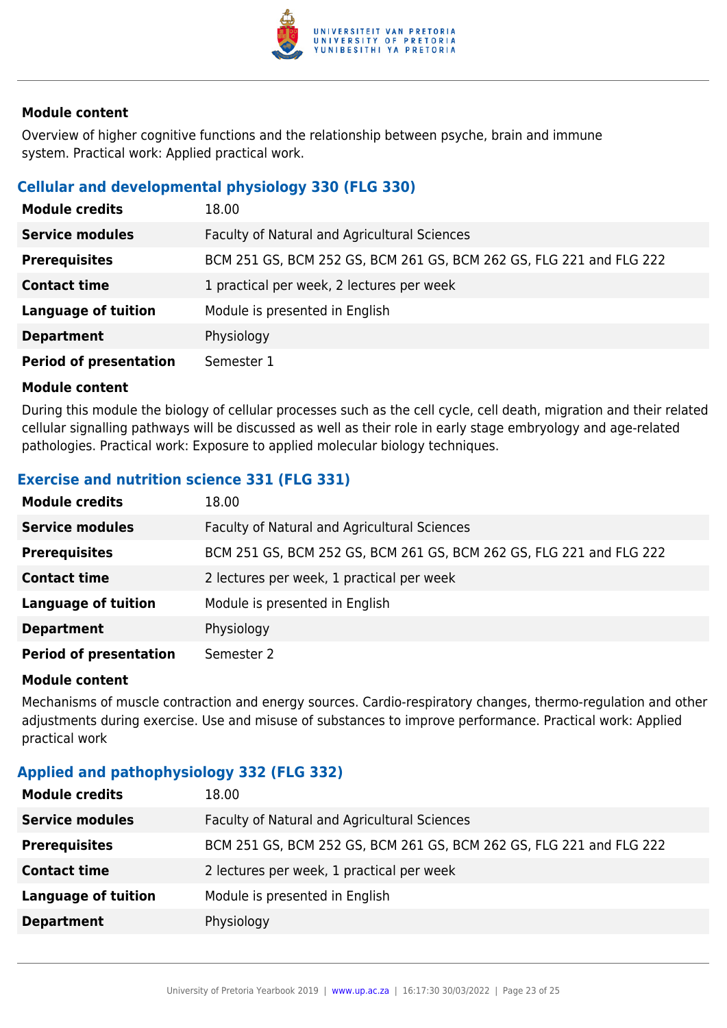#### Module content

Overview of higher cognitive functions and the relationship between psyche, brain and immune system. Practical work: Applied practical work.

### Cellular and developmental physiology 330 (FLG 330)

| | |
|---|---|
| **Module credits** | 18.00 |
| **Service modules** | Faculty of Natural and Agricultural Sciences |
| **Prerequisites** | BCM 251 GS, BCM 252 GS, BCM 261 GS, BCM 262 GS, FLG 221 and FLG 222 |
| **Contact time** | 1 practical per week, 2 lectures per week |
| **Language of tuition** | Module is presented in English |
| **Department** | Physiology |
| **Period of presentation** | Semester 1 |

#### Module content

During this module the biology of cellular processes such as the cell cycle, cell death, migration and their related cellular signalling pathways will be discussed as well as their role in early stage embryology and age-related pathologies. Practical work: Exposure to applied molecular biology techniques.

### Exercise and nutrition science 331 (FLG 331)

| | |
|---|---|
| **Module credits** | 18.00 |
| **Service modules** | Faculty of Natural and Agricultural Sciences |
| **Prerequisites** | BCM 251 GS, BCM 252 GS, BCM 261 GS, BCM 262 GS, FLG 221 and FLG 222 |
| **Contact time** | 2 lectures per week, 1 practical per week |
| **Language of tuition** | Module is presented in English |
| **Department** | Physiology |
| **Period of presentation** | Semester 2 |

#### Module content

Mechanisms of muscle contraction and energy sources. Cardio-respiratory changes, thermo-regulation and other adjustments during exercise. Use and misuse of substances to improve performance. Practical work: Applied practical work

### Applied and pathophysiology 332 (FLG 332)

| | |
|---|---|
| **Module credits** | 18.00 |
| **Service modules** | Faculty of Natural and Agricultural Sciences |
| **Prerequisites** | BCM 251 GS, BCM 252 GS, BCM 261 GS, BCM 262 GS, FLG 221 and FLG 222 |
| **Contact time** | 2 lectures per week, 1 practical per week |
| **Language of tuition** | Module is presented in English |
| **Department** | Physiology |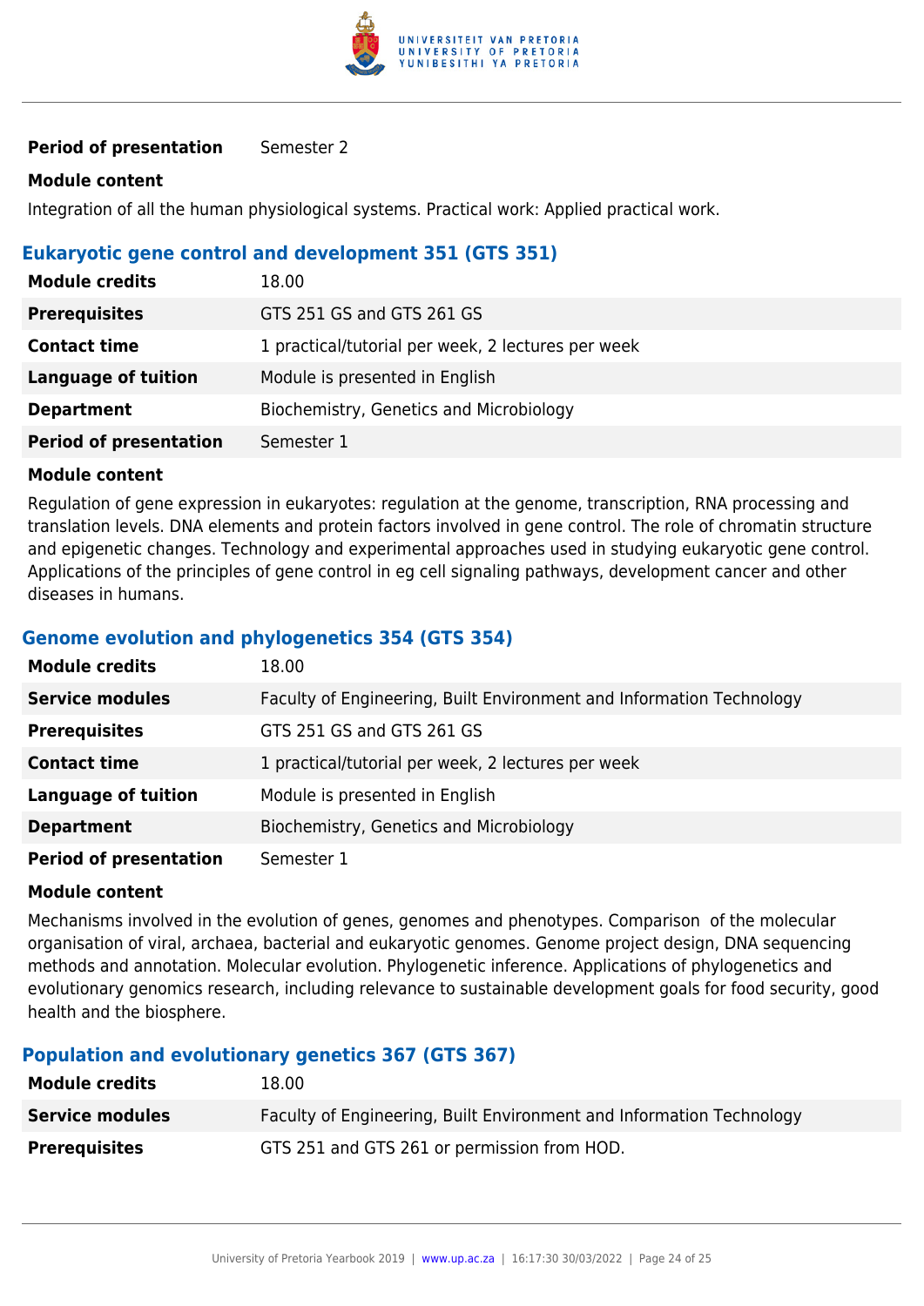| | |
|---|---|
| **Period of presentation** | Semester 2 |

**Module content**

Integration of all the human physiological systems. Practical work: Applied practical work.

### Eukaryotic gene control and development 351 (GTS 351)

| | |
|---|---|
| **Module credits** | 18.00 |
| **Prerequisites** | GTS 251 GS and GTS 261 GS |
| **Contact time** | 1 practical/tutorial per week, 2 lectures per week |
| **Language of tuition** | Module is presented in English |
| **Department** | Biochemistry, Genetics and Microbiology |
| **Period of presentation** | Semester 1 |

**Module content**

Regulation of gene expression in eukaryotes: regulation at the genome, transcription, RNA processing and translation levels. DNA elements and protein factors involved in gene control. The role of chromatin structure and epigenetic changes. Technology and experimental approaches used in studying eukaryotic gene control. Applications of the principles of gene control in eg cell signaling pathways, development cancer and other diseases in humans.

### Genome evolution and phylogenetics 354 (GTS 354)

| | |
|---|---|
| **Module credits** | 18.00 |
| **Service modules** | Faculty of Engineering, Built Environment and Information Technology |
| **Prerequisites** | GTS 251 GS and GTS 261 GS |
| **Contact time** | 1 practical/tutorial per week, 2 lectures per week |
| **Language of tuition** | Module is presented in English |
| **Department** | Biochemistry, Genetics and Microbiology |
| **Period of presentation** | Semester 1 |

**Module content**

Mechanisms involved in the evolution of genes, genomes and phenotypes. Comparison of the molecular organisation of viral, archaea, bacterial and eukaryotic genomes. Genome project design, DNA sequencing methods and annotation. Molecular evolution. Phylogenetic inference. Applications of phylogenetics and evolutionary genomics research, including relevance to sustainable development goals for food security, good health and the biosphere.

### Population and evolutionary genetics 367 (GTS 367)

| | |
|---|---|
| **Module credits** | 18.00 |
| **Service modules** | Faculty of Engineering, Built Environment and Information Technology |
| **Prerequisites** | GTS 251 and GTS 261 or permission from HOD. |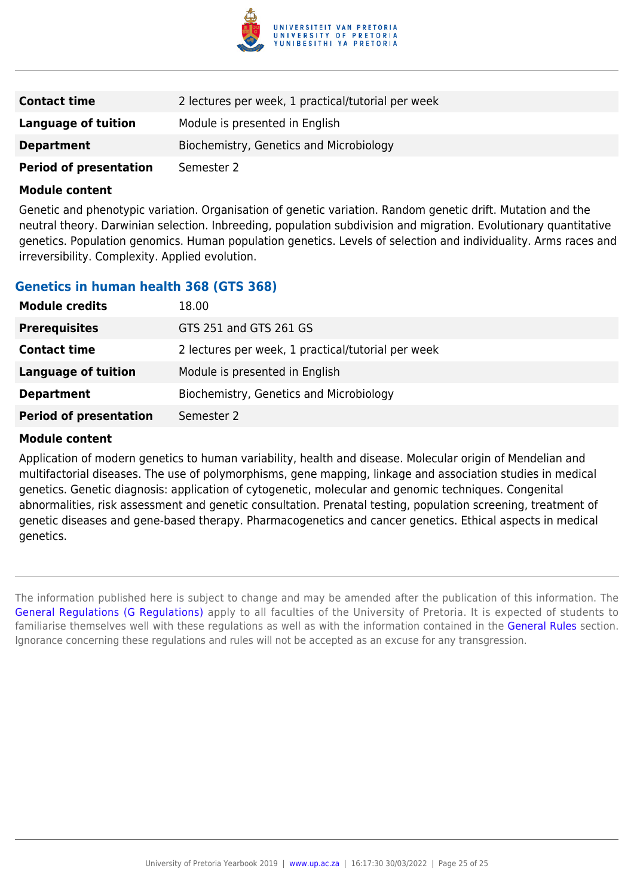| | |
|---|---|
| **Contact time** | 2 lectures per week, 1 practical/tutorial per week |
| **Language of tuition** | Module is presented in English |
| **Department** | Biochemistry, Genetics and Microbiology |
| **Period of presentation** | Semester 2 |

**Module content**

Genetic and phenotypic variation. Organisation of genetic variation. Random genetic drift. Mutation and the neutral theory. Darwinian selection. Inbreeding, population subdivision and migration. Evolutionary quantitative genetics. Population genomics. Human population genetics. Levels of selection and individuality. Arms races and irreversibility. Complexity. Applied evolution.

### Genetics in human health 368 (GTS 368)

| | |
|---|---|
| **Module credits** | 18.00 |
| **Prerequisites** | GTS 251 and GTS 261 GS |
| **Contact time** | 2 lectures per week, 1 practical/tutorial per week |
| **Language of tuition** | Module is presented in English |
| **Department** | Biochemistry, Genetics and Microbiology |
| **Period of presentation** | Semester 2 |

**Module content**

Application of modern genetics to human variability, health and disease. Molecular origin of Mendelian and multifactorial diseases. The use of polymorphisms, gene mapping, linkage and association studies in medical genetics. Genetic diagnosis: application of cytogenetic, molecular and genomic techniques. Congenital abnormalities, risk assessment and genetic consultation. Prenatal testing, population screening, treatment of genetic diseases and gene-based therapy. Pharmacogenetics and cancer genetics. Ethical aspects in medical genetics.

The information published here is subject to change and may be amended after the publication of this information. The General Regulations (G Regulations) apply to all faculties of the University of Pretoria. It is expected of students to familiarise themselves well with these regulations as well as with the information contained in the General Rules section. Ignorance concerning these regulations and rules will not be accepted as an excuse for any transgression.